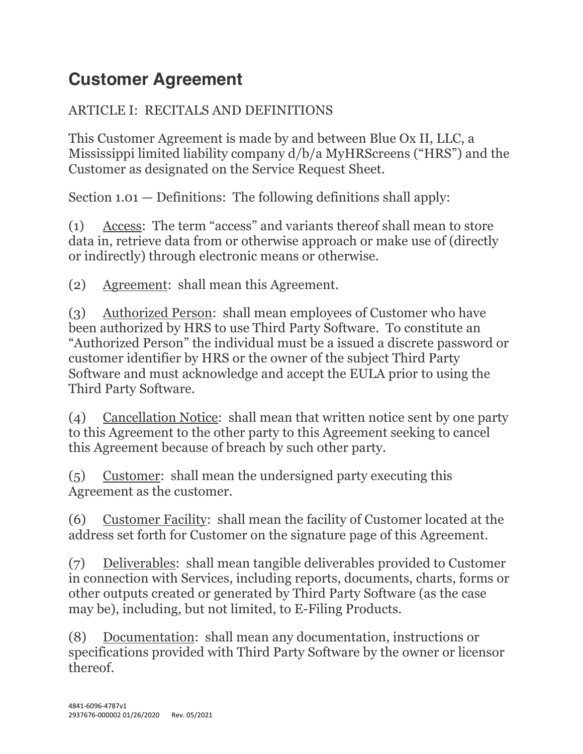# Customer Agreement

ARTICLE I: RECITALS AND DEFINITIONS

This Customer Agreement is made by and between Blue Ox II, LLC, a Mississippi limited liability company d/b/a MyHRScreens ("HRS") and the Customer as designated on the Service Request Sheet.

Section 1.01 — Definitions: The following definitions shall apply:

(1) Access: The term "access" and variants thereof shall mean to store data in, retrieve data from or otherwise approach or make use of (directly or indirectly) through electronic means or otherwise.

(2) Agreement: shall mean this Agreement.

(3) Authorized Person: shall mean employees of Customer who have been authorized by HRS to use Third Party Software. To constitute an "Authorized Person" the individual must be a issued a discrete password or customer identifier by HRS or the owner of the subject Third Party Software and must acknowledge and accept the EULA prior to using the Third Party Software.

(4) Cancellation Notice: shall mean that written notice sent by one party to this Agreement to the other party to this Agreement seeking to cancel this Agreement because of breach by such other party.

(5) Customer: shall mean the undersigned party executing this Agreement as the customer.

(6) Customer Facility: shall mean the facility of Customer located at the address set forth for Customer on the signature page of this Agreement.

(7) Deliverables: shall mean tangible deliverables provided to Customer in connection with Services, including reports, documents, charts, forms or other outputs created or generated by Third Party Software (as the case may be), including, but not limited to, E-Filing Products.

(8) Documentation: shall mean any documentation, instructions or specifications provided with Third Party Software by the owner or licensor thereof.

4841-6096-4787v1
2937676-000002 01/26/2020 Rev. 05/2021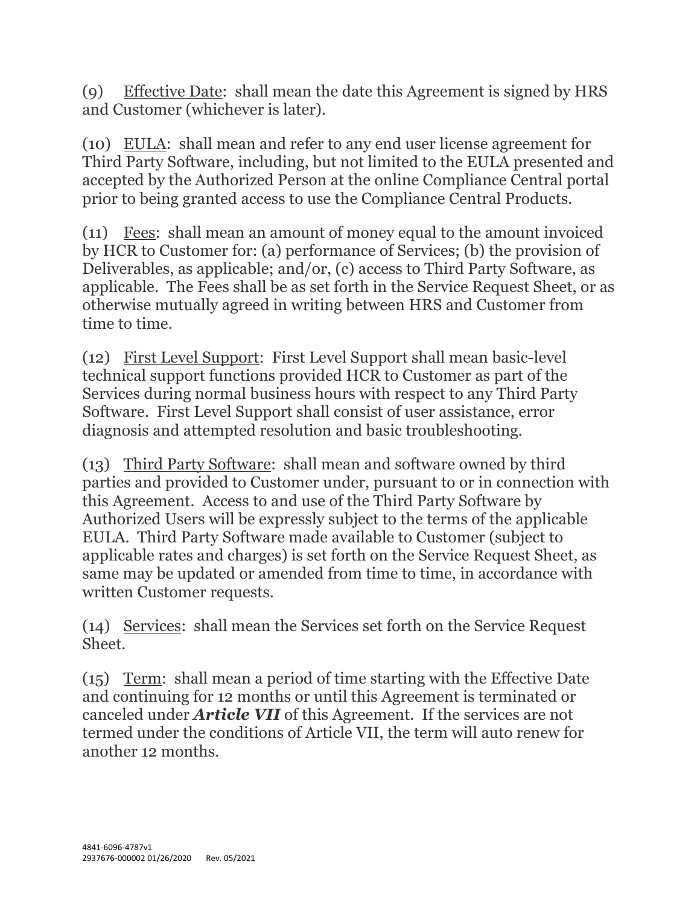(9) Effective Date: shall mean the date this Agreement is signed by HRS and Customer (whichever is later).

(10) EULA: shall mean and refer to any end user license agreement for Third Party Software, including, but not limited to the EULA presented and accepted by the Authorized Person at the online Compliance Central portal prior to being granted access to use the Compliance Central Products.

(11) Fees: shall mean an amount of money equal to the amount invoiced by HCR to Customer for: (a) performance of Services; (b) the provision of Deliverables, as applicable; and/or, (c) access to Third Party Software, as applicable. The Fees shall be as set forth in the Service Request Sheet, or as otherwise mutually agreed in writing between HRS and Customer from time to time.

(12) First Level Support: First Level Support shall mean basic-level technical support functions provided HCR to Customer as part of the Services during normal business hours with respect to any Third Party Software. First Level Support shall consist of user assistance, error diagnosis and attempted resolution and basic troubleshooting.

(13) Third Party Software: shall mean and software owned by third parties and provided to Customer under, pursuant to or in connection with this Agreement. Access to and use of the Third Party Software by Authorized Users will be expressly subject to the terms of the applicable EULA. Third Party Software made available to Customer (subject to applicable rates and charges) is set forth on the Service Request Sheet, as same may be updated or amended from time to time, in accordance with written Customer requests.

(14) Services: shall mean the Services set forth on the Service Request Sheet.

(15) Term: shall mean a period of time starting with the Effective Date and continuing for 12 months or until this Agreement is terminated or canceled under ***Article VII*** of this Agreement. If the services are not termed under the conditions of Article VII, the term will auto renew for another 12 months.

4841-6096-4787v1
2937676-000002 01/26/2020 Rev. 05/2021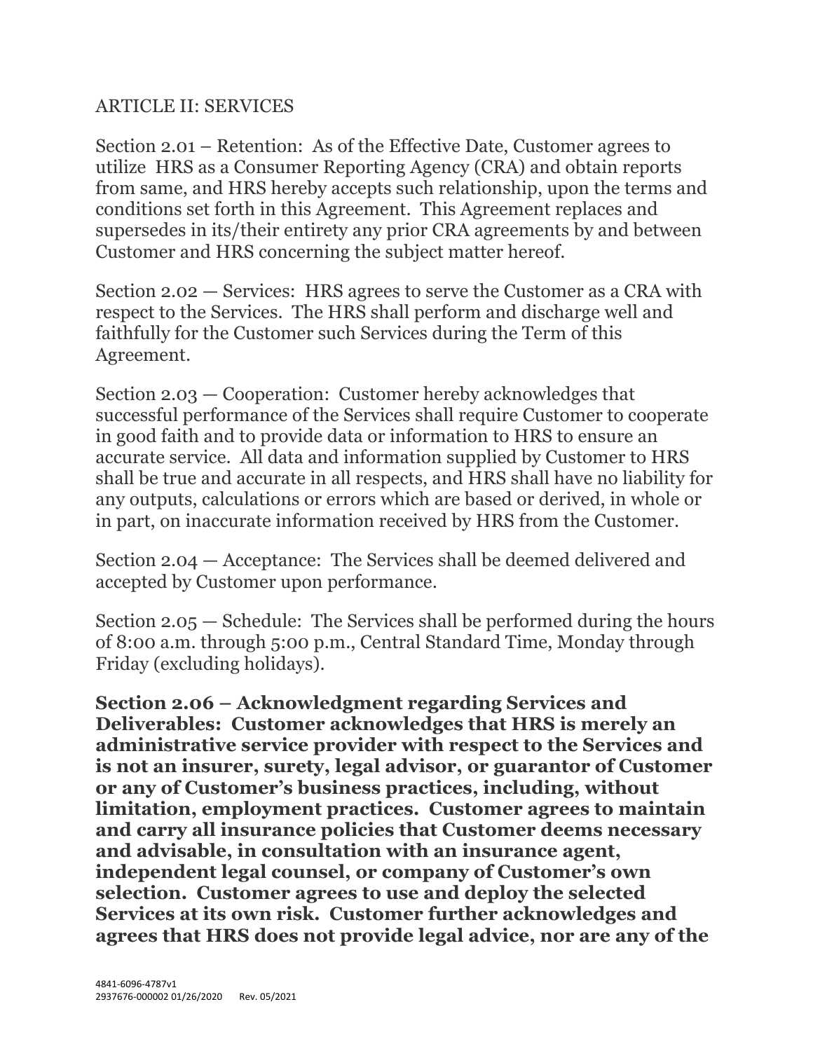## ARTICLE II: SERVICES

Section 2.01 – Retention: As of the Effective Date, Customer agrees to utilize HRS as a Consumer Reporting Agency (CRA) and obtain reports from same, and HRS hereby accepts such relationship, upon the terms and conditions set forth in this Agreement. This Agreement replaces and supersedes in its/their entirety any prior CRA agreements by and between Customer and HRS concerning the subject matter hereof.

Section 2.02 — Services: HRS agrees to serve the Customer as a CRA with respect to the Services. The HRS shall perform and discharge well and faithfully for the Customer such Services during the Term of this Agreement.

Section 2.03 — Cooperation: Customer hereby acknowledges that successful performance of the Services shall require Customer to cooperate in good faith and to provide data or information to HRS to ensure an accurate service. All data and information supplied by Customer to HRS shall be true and accurate in all respects, and HRS shall have no liability for any outputs, calculations or errors which are based or derived, in whole or in part, on inaccurate information received by HRS from the Customer.

Section 2.04 — Acceptance: The Services shall be deemed delivered and accepted by Customer upon performance.

Section 2.05 — Schedule: The Services shall be performed during the hours of 8:00 a.m. through 5:00 p.m., Central Standard Time, Monday through Friday (excluding holidays).

**Section 2.06 – Acknowledgment regarding Services and Deliverables: Customer acknowledges that HRS is merely an administrative service provider with respect to the Services and is not an insurer, surety, legal advisor, or guarantor of Customer or any of Customer's business practices, including, without limitation, employment practices. Customer agrees to maintain and carry all insurance policies that Customer deems necessary and advisable, in consultation with an insurance agent, independent legal counsel, or company of Customer's own selection. Customer agrees to use and deploy the selected Services at its own risk. Customer further acknowledges and agrees that HRS does not provide legal advice, nor are any of the**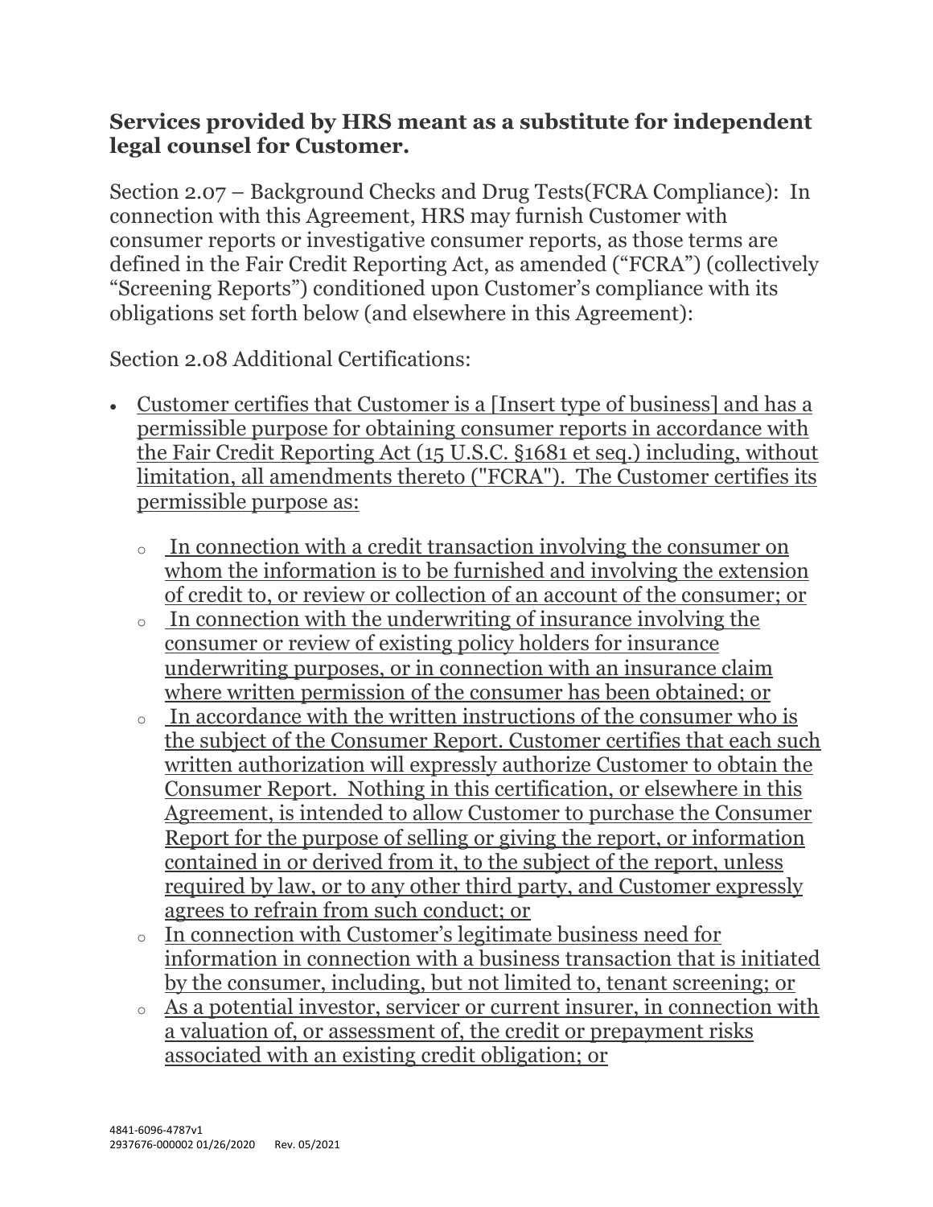**Services provided by HRS meant as a substitute for independent legal counsel for Customer.**

Section 2.07 – Background Checks and Drug Tests(FCRA Compliance): In connection with this Agreement, HRS may furnish Customer with consumer reports or investigative consumer reports, as those terms are defined in the Fair Credit Reporting Act, as amended ("FCRA") (collectively "Screening Reports") conditioned upon Customer's compliance with its obligations set forth below (and elsewhere in this Agreement):

Section 2.08 Additional Certifications:

- Customer certifies that Customer is a [Insert type of business] and has a permissible purpose for obtaining consumer reports in accordance with the Fair Credit Reporting Act (15 U.S.C. §1681 et seq.) including, without limitation, all amendments thereto ("FCRA"). The Customer certifies its permissible purpose as:
  - In connection with a credit transaction involving the consumer on whom the information is to be furnished and involving the extension of credit to, or review or collection of an account of the consumer; or
  - In connection with the underwriting of insurance involving the consumer or review of existing policy holders for insurance underwriting purposes, or in connection with an insurance claim where written permission of the consumer has been obtained; or
  - In accordance with the written instructions of the consumer who is the subject of the Consumer Report. Customer certifies that each such written authorization will expressly authorize Customer to obtain the Consumer Report. Nothing in this certification, or elsewhere in this Agreement, is intended to allow Customer to purchase the Consumer Report for the purpose of selling or giving the report, or information contained in or derived from it, to the subject of the report, unless required by law, or to any other third party, and Customer expressly agrees to refrain from such conduct; or
  - In connection with Customer's legitimate business need for information in connection with a business transaction that is initiated by the consumer, including, but not limited to, tenant screening; or
  - As a potential investor, servicer or current insurer, in connection with a valuation of, or assessment of, the credit or prepayment risks associated with an existing credit obligation; or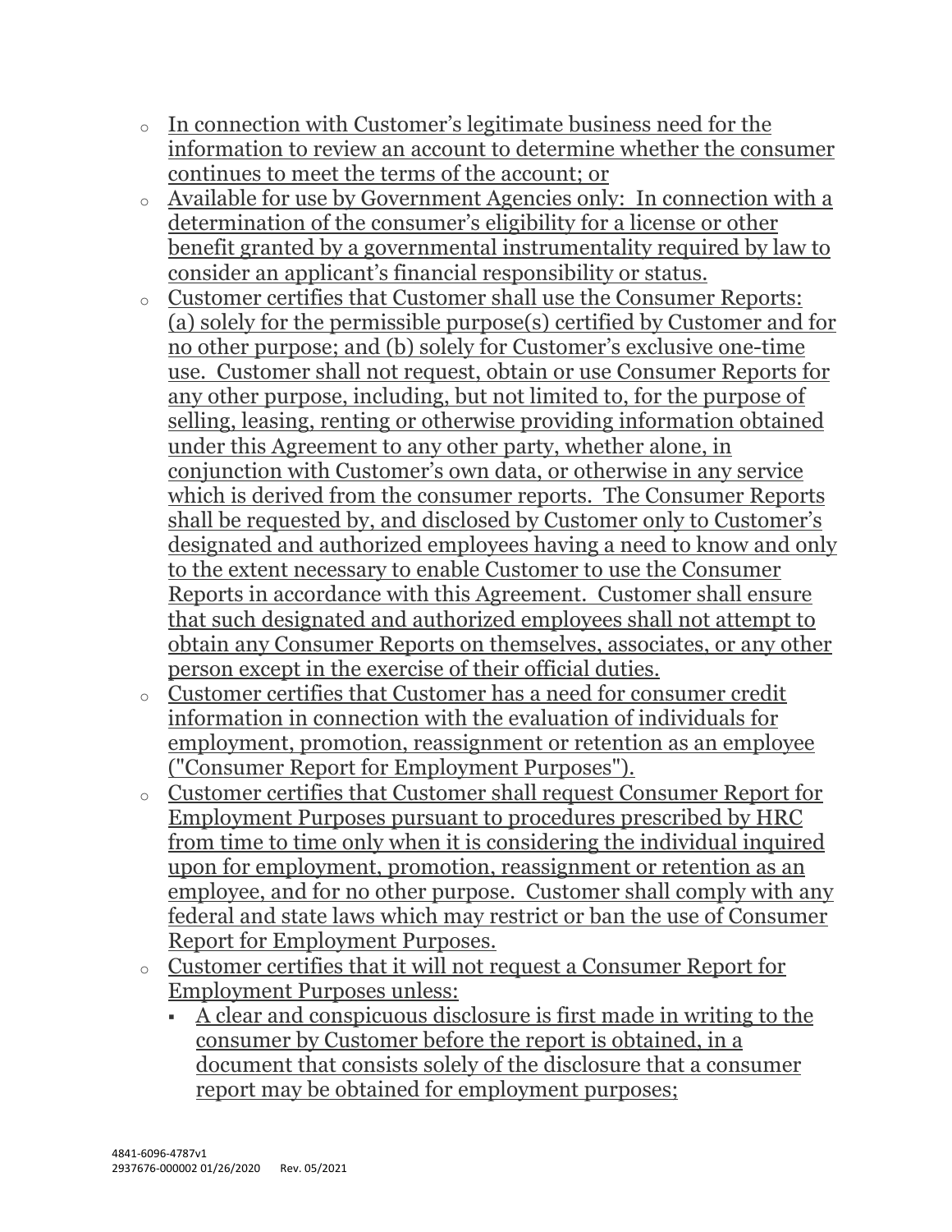- In connection with Customer's legitimate business need for the information to review an account to determine whether the consumer continues to meet the terms of the account; or
- Available for use by Government Agencies only: In connection with a determination of the consumer's eligibility for a license or other benefit granted by a governmental instrumentality required by law to consider an applicant's financial responsibility or status.
- Customer certifies that Customer shall use the Consumer Reports: (a) solely for the permissible purpose(s) certified by Customer and for no other purpose; and (b) solely for Customer's exclusive one-time use. Customer shall not request, obtain or use Consumer Reports for any other purpose, including, but not limited to, for the purpose of selling, leasing, renting or otherwise providing information obtained under this Agreement to any other party, whether alone, in conjunction with Customer's own data, or otherwise in any service which is derived from the consumer reports. The Consumer Reports shall be requested by, and disclosed by Customer only to Customer's designated and authorized employees having a need to know and only to the extent necessary to enable Customer to use the Consumer Reports in accordance with this Agreement. Customer shall ensure that such designated and authorized employees shall not attempt to obtain any Consumer Reports on themselves, associates, or any other person except in the exercise of their official duties.
- Customer certifies that Customer has a need for consumer credit information in connection with the evaluation of individuals for employment, promotion, reassignment or retention as an employee ("Consumer Report for Employment Purposes").
- Customer certifies that Customer shall request Consumer Report for Employment Purposes pursuant to procedures prescribed by HRC from time to time only when it is considering the individual inquired upon for employment, promotion, reassignment or retention as an employee, and for no other purpose. Customer shall comply with any federal and state laws which may restrict or ban the use of Consumer Report for Employment Purposes.
- Customer certifies that it will not request a Consumer Report for Employment Purposes unless:
  - A clear and conspicuous disclosure is first made in writing to the consumer by Customer before the report is obtained, in a document that consists solely of the disclosure that a consumer report may be obtained for employment purposes;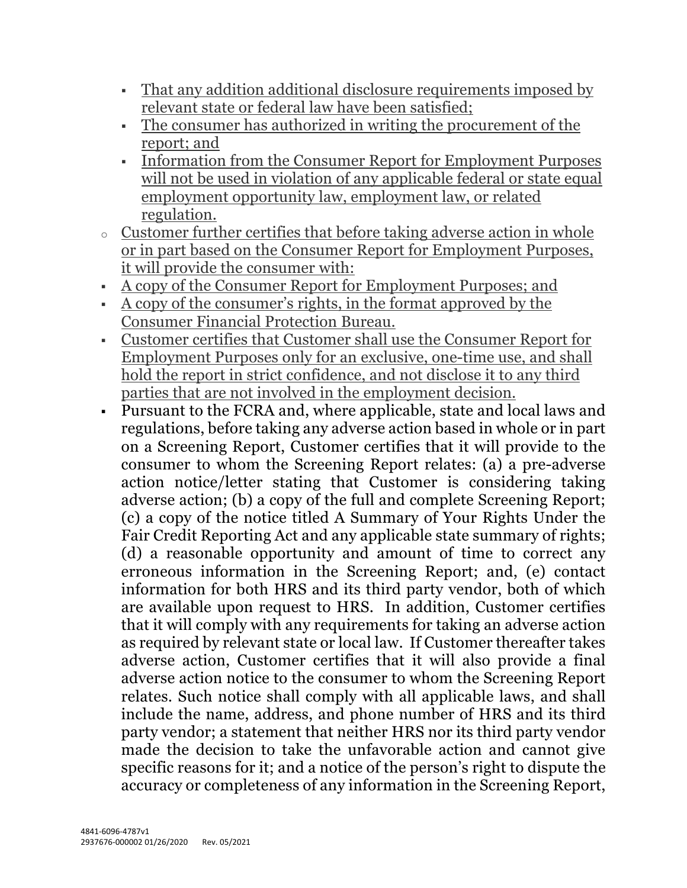- <u>That any addition additional disclosure requirements imposed by relevant state or federal law have been satisfied;</u>
    - <u>The consumer has authorized in writing the procurement of the report; and</u>
    - <u>Information from the Consumer Report for Employment Purposes will not be used in violation of any applicable federal or state equal employment opportunity law, employment law, or related regulation.</u>
  - <u>Customer further certifies that before taking adverse action in whole or in part based on the Consumer Report for Employment Purposes, it will provide the consumer with:</u>
- <u>A copy of the Consumer Report for Employment Purposes; and</u>
- <u>A copy of the consumer's rights, in the format approved by the Consumer Financial Protection Bureau.</u>
- <u>Customer certifies that Customer shall use the Consumer Report for Employment Purposes only for an exclusive, one-time use, and shall hold the report in strict confidence, and not disclose it to any third parties that are not involved in the employment decision.</u>
- Pursuant to the FCRA and, where applicable, state and local laws and regulations, before taking any adverse action based in whole or in part on a Screening Report, Customer certifies that it will provide to the consumer to whom the Screening Report relates: (a) a pre-adverse action notice/letter stating that Customer is considering taking adverse action; (b) a copy of the full and complete Screening Report; (c) a copy of the notice titled A Summary of Your Rights Under the Fair Credit Reporting Act and any applicable state summary of rights; (d) a reasonable opportunity and amount of time to correct any erroneous information in the Screening Report; and, (e) contact information for both HRS and its third party vendor, both of which are available upon request to HRS. In addition, Customer certifies that it will comply with any requirements for taking an adverse action as required by relevant state or local law. If Customer thereafter takes adverse action, Customer certifies that it will also provide a final adverse action notice to the consumer to whom the Screening Report relates. Such notice shall comply with all applicable laws, and shall include the name, address, and phone number of HRS and its third party vendor; a statement that neither HRS nor its third party vendor made the decision to take the unfavorable action and cannot give specific reasons for it; and a notice of the person's right to dispute the accuracy or completeness of any information in the Screening Report,

4841-6096-4787v1
2937676-000002 01/26/2020 Rev. 05/2021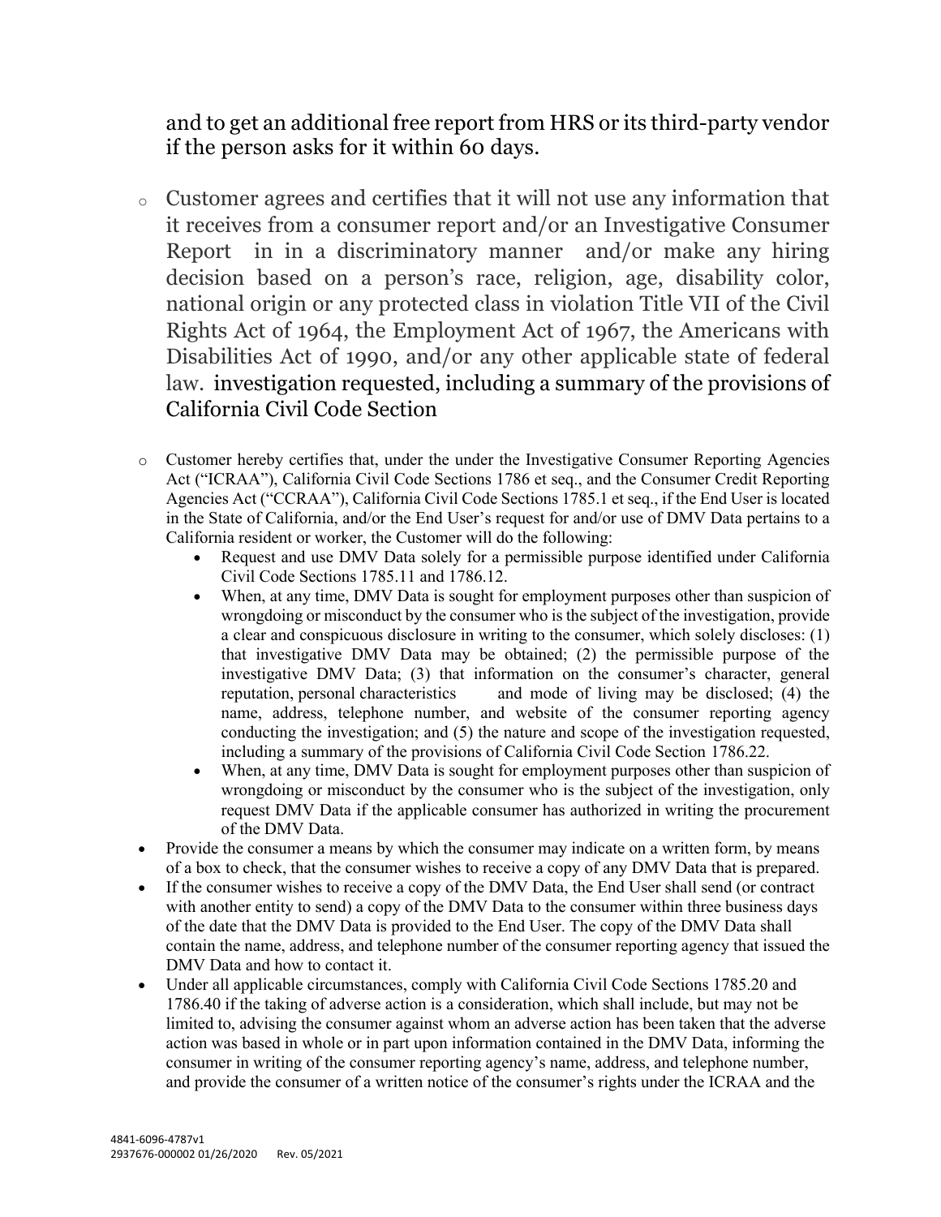and to get an additional free report from HRS or its third-party vendor if the person asks for it within 60 days.

- Customer agrees and certifies that it will not use any information that it receives from a consumer report and/or an Investigative Consumer Report in in a discriminatory manner and/or make any hiring decision based on a person's race, religion, age, disability color, national origin or any protected class in violation Title VII of the Civil Rights Act of 1964, the Employment Act of 1967, the Americans with Disabilities Act of 1990, and/or any other applicable state of federal law. investigation requested, including a summary of the provisions of California Civil Code Section

- Customer hereby certifies that, under the under the Investigative Consumer Reporting Agencies Act ("ICRAA"), California Civil Code Sections 1786 et seq., and the Consumer Credit Reporting Agencies Act ("CCRAA"), California Civil Code Sections 1785.1 et seq., if the End User is located in the State of California, and/or the End User's request for and/or use of DMV Data pertains to a California resident or worker, the Customer will do the following:
  - Request and use DMV Data solely for a permissible purpose identified under California Civil Code Sections 1785.11 and 1786.12.
  - When, at any time, DMV Data is sought for employment purposes other than suspicion of wrongdoing or misconduct by the consumer who is the subject of the investigation, provide a clear and conspicuous disclosure in writing to the consumer, which solely discloses: (1) that investigative DMV Data may be obtained; (2) the permissible purpose of the investigative DMV Data; (3) that information on the consumer's character, general reputation, personal characteristics and mode of living may be disclosed; (4) the name, address, telephone number, and website of the consumer reporting agency conducting the investigation; and (5) the nature and scope of the investigation requested, including a summary of the provisions of California Civil Code Section 1786.22.
  - When, at any time, DMV Data is sought for employment purposes other than suspicion of wrongdoing or misconduct by the consumer who is the subject of the investigation, only request DMV Data if the applicable consumer has authorized in writing the procurement of the DMV Data.
- Provide the consumer a means by which the consumer may indicate on a written form, by means of a box to check, that the consumer wishes to receive a copy of any DMV Data that is prepared.
- If the consumer wishes to receive a copy of the DMV Data, the End User shall send (or contract with another entity to send) a copy of the DMV Data to the consumer within three business days of the date that the DMV Data is provided to the End User. The copy of the DMV Data shall contain the name, address, and telephone number of the consumer reporting agency that issued the DMV Data and how to contact it.
- Under all applicable circumstances, comply with California Civil Code Sections 1785.20 and 1786.40 if the taking of adverse action is a consideration, which shall include, but may not be limited to, advising the consumer against whom an adverse action has been taken that the adverse action was based in whole or in part upon information contained in the DMV Data, informing the consumer in writing of the consumer reporting agency's name, address, and telephone number, and provide the consumer of a written notice of the consumer's rights under the ICRAA and the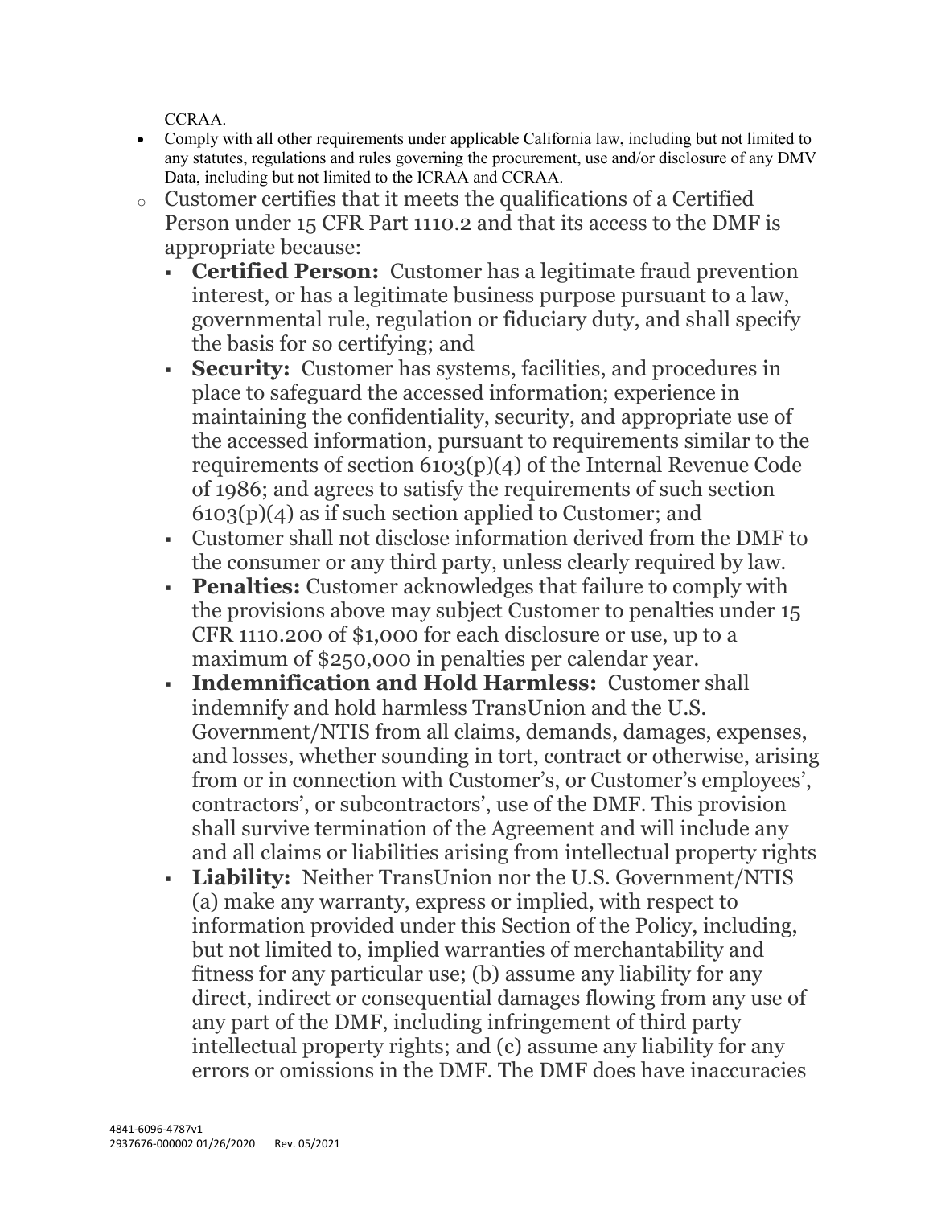CCRAA.

- Comply with all other requirements under applicable California law, including but not limited to any statutes, regulations and rules governing the procurement, use and/or disclosure of any DMV Data, including but not limited to the ICRAA and CCRAA.
  - Customer certifies that it meets the qualifications of a Certified Person under 15 CFR Part 1110.2 and that its access to the DMF is appropriate because:
    - **Certified Person:** Customer has a legitimate fraud prevention interest, or has a legitimate business purpose pursuant to a law, governmental rule, regulation or fiduciary duty, and shall specify the basis for so certifying; and
    - **Security:** Customer has systems, facilities, and procedures in place to safeguard the accessed information; experience in maintaining the confidentiality, security, and appropriate use of the accessed information, pursuant to requirements similar to the requirements of section 6103(p)(4) of the Internal Revenue Code of 1986; and agrees to satisfy the requirements of such section 6103(p)(4) as if such section applied to Customer; and
    - Customer shall not disclose information derived from the DMF to the consumer or any third party, unless clearly required by law.
    - **Penalties:** Customer acknowledges that failure to comply with the provisions above may subject Customer to penalties under 15 CFR 1110.200 of $1,000 for each disclosure or use, up to a maximum of $250,000 in penalties per calendar year.
    - **Indemnification and Hold Harmless:** Customer shall indemnify and hold harmless TransUnion and the U.S. Government/NTIS from all claims, demands, damages, expenses, and losses, whether sounding in tort, contract or otherwise, arising from or in connection with Customer's, or Customer's employees', contractors', or subcontractors', use of the DMF. This provision shall survive termination of the Agreement and will include any and all claims or liabilities arising from intellectual property rights
    - **Liability:** Neither TransUnion nor the U.S. Government/NTIS (a) make any warranty, express or implied, with respect to information provided under this Section of the Policy, including, but not limited to, implied warranties of merchantability and fitness for any particular use; (b) assume any liability for any direct, indirect or consequential damages flowing from any use of any part of the DMF, including infringement of third party intellectual property rights; and (c) assume any liability for any errors or omissions in the DMF. The DMF does have inaccuracies

4841-6096-4787v1
2937676-000002 01/26/2020 Rev. 05/2021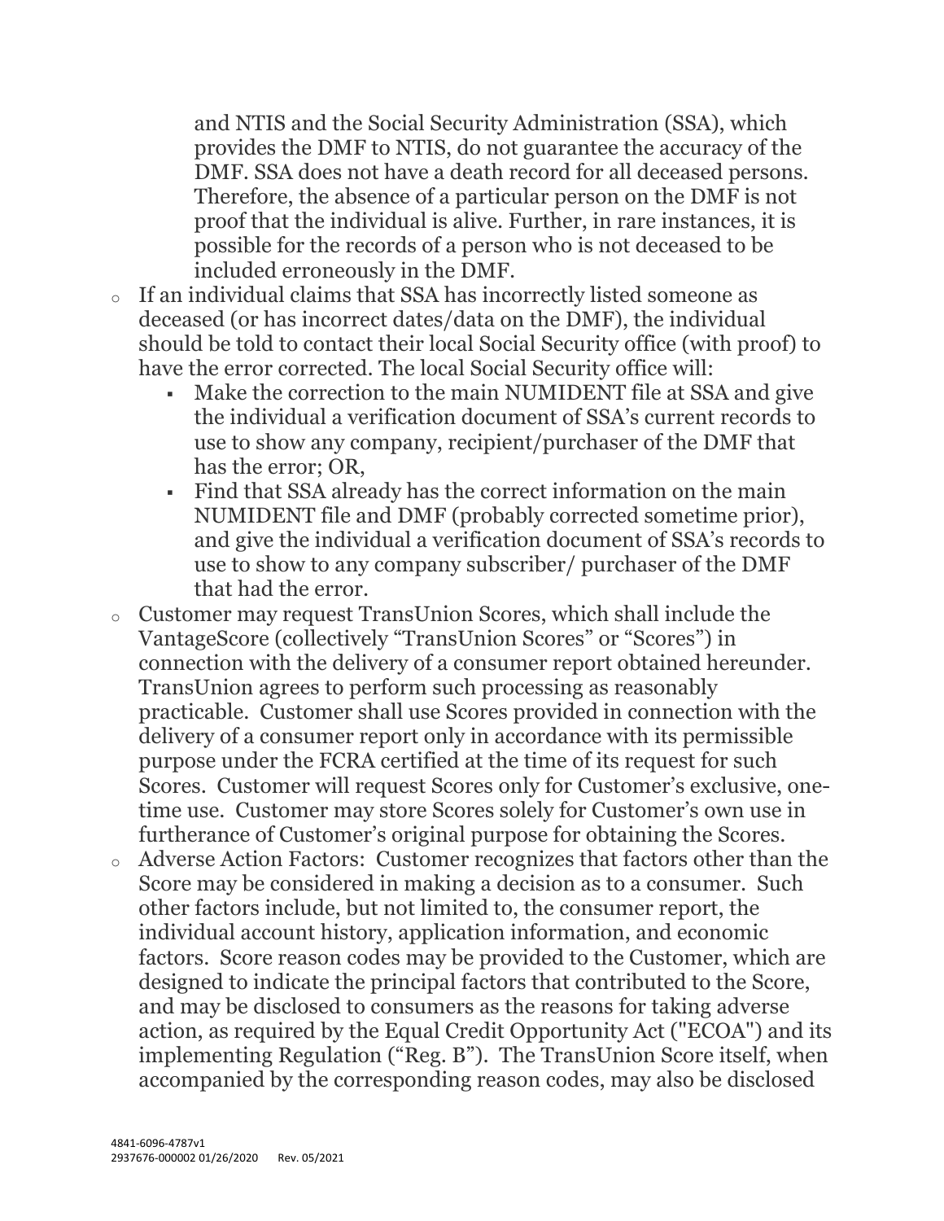and NTIS and the Social Security Administration (SSA), which provides the DMF to NTIS, do not guarantee the accuracy of the DMF. SSA does not have a death record for all deceased persons. Therefore, the absence of a particular person on the DMF is not proof that the individual is alive. Further, in rare instances, it is possible for the records of a person who is not deceased to be included erroneously in the DMF.

- If an individual claims that SSA has incorrectly listed someone as deceased (or has incorrect dates/data on the DMF), the individual should be told to contact their local Social Security office (with proof) to have the error corrected. The local Social Security office will:
  - Make the correction to the main NUMIDENT file at SSA and give the individual a verification document of SSA's current records to use to show any company, recipient/purchaser of the DMF that has the error; OR,
  - Find that SSA already has the correct information on the main NUMIDENT file and DMF (probably corrected sometime prior), and give the individual a verification document of SSA's records to use to show to any company subscriber/ purchaser of the DMF that had the error.
- Customer may request TransUnion Scores, which shall include the VantageScore (collectively "TransUnion Scores" or "Scores") in connection with the delivery of a consumer report obtained hereunder. TransUnion agrees to perform such processing as reasonably practicable. Customer shall use Scores provided in connection with the delivery of a consumer report only in accordance with its permissible purpose under the FCRA certified at the time of its request for such Scores. Customer will request Scores only for Customer's exclusive, one-time use. Customer may store Scores solely for Customer's own use in furtherance of Customer's original purpose for obtaining the Scores.
- Adverse Action Factors: Customer recognizes that factors other than the Score may be considered in making a decision as to a consumer. Such other factors include, but not limited to, the consumer report, the individual account history, application information, and economic factors. Score reason codes may be provided to the Customer, which are designed to indicate the principal factors that contributed to the Score, and may be disclosed to consumers as the reasons for taking adverse action, as required by the Equal Credit Opportunity Act ("ECOA") and its implementing Regulation ("Reg. B"). The TransUnion Score itself, when accompanied by the corresponding reason codes, may also be disclosed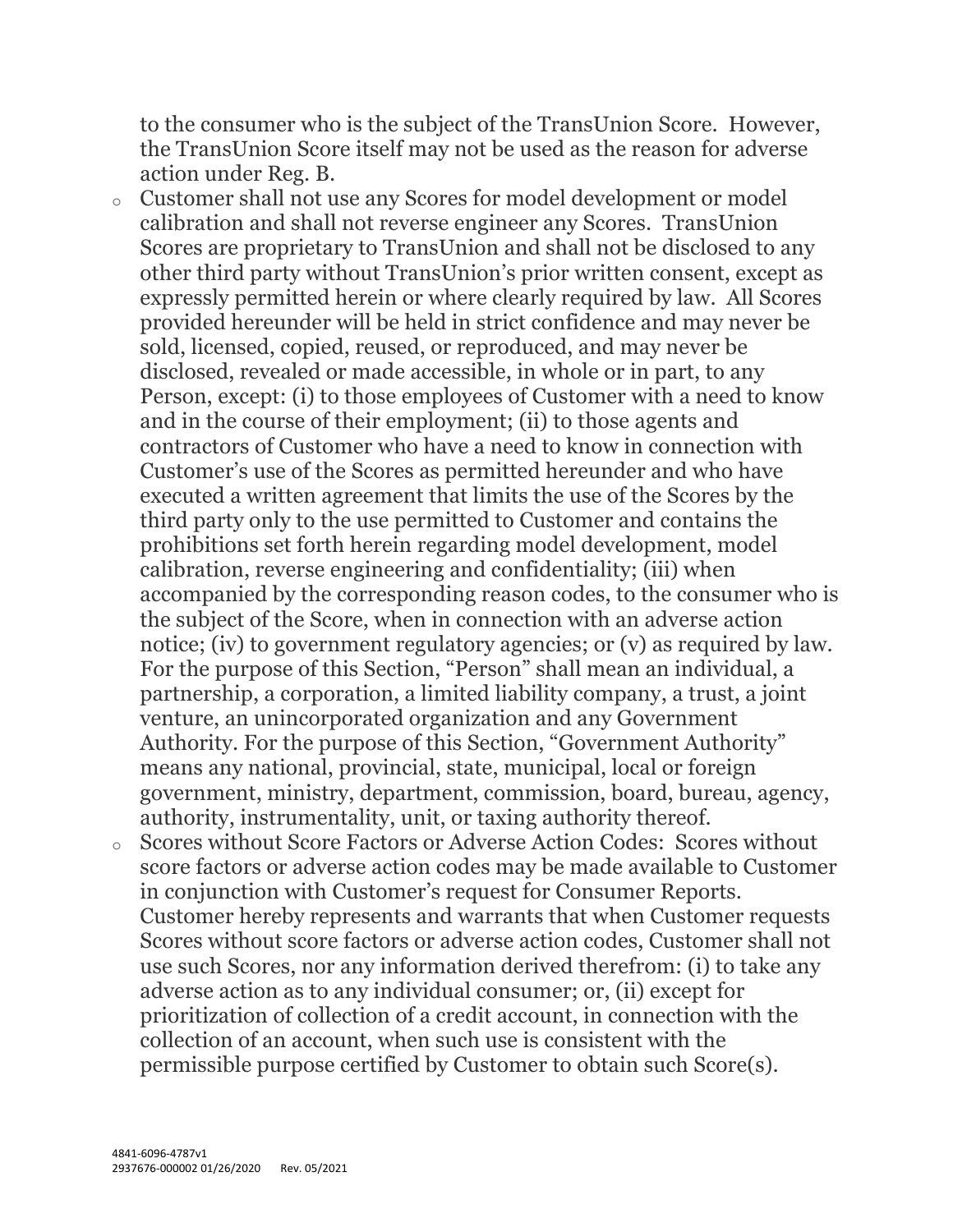to the consumer who is the subject of the TransUnion Score. However, the TransUnion Score itself may not be used as the reason for adverse action under Reg. B.

- Customer shall not use any Scores for model development or model calibration and shall not reverse engineer any Scores. TransUnion Scores are proprietary to TransUnion and shall not be disclosed to any other third party without TransUnion's prior written consent, except as expressly permitted herein or where clearly required by law. All Scores provided hereunder will be held in strict confidence and may never be sold, licensed, copied, reused, or reproduced, and may never be disclosed, revealed or made accessible, in whole or in part, to any Person, except: (i) to those employees of Customer with a need to know and in the course of their employment; (ii) to those agents and contractors of Customer who have a need to know in connection with Customer's use of the Scores as permitted hereunder and who have executed a written agreement that limits the use of the Scores by the third party only to the use permitted to Customer and contains the prohibitions set forth herein regarding model development, model calibration, reverse engineering and confidentiality; (iii) when accompanied by the corresponding reason codes, to the consumer who is the subject of the Score, when in connection with an adverse action notice; (iv) to government regulatory agencies; or (v) as required by law. For the purpose of this Section, "Person" shall mean an individual, a partnership, a corporation, a limited liability company, a trust, a joint venture, an unincorporated organization and any Government Authority. For the purpose of this Section, "Government Authority" means any national, provincial, state, municipal, local or foreign government, ministry, department, commission, board, bureau, agency, authority, instrumentality, unit, or taxing authority thereof.
- Scores without Score Factors or Adverse Action Codes: Scores without score factors or adverse action codes may be made available to Customer in conjunction with Customer's request for Consumer Reports. Customer hereby represents and warrants that when Customer requests Scores without score factors or adverse action codes, Customer shall not use such Scores, nor any information derived therefrom: (i) to take any adverse action as to any individual consumer; or, (ii) except for prioritization of collection of a credit account, in connection with the collection of an account, when such use is consistent with the permissible purpose certified by Customer to obtain such Score(s).

4841-6096-4787v1
2937676-000002 01/26/2020 Rev. 05/2021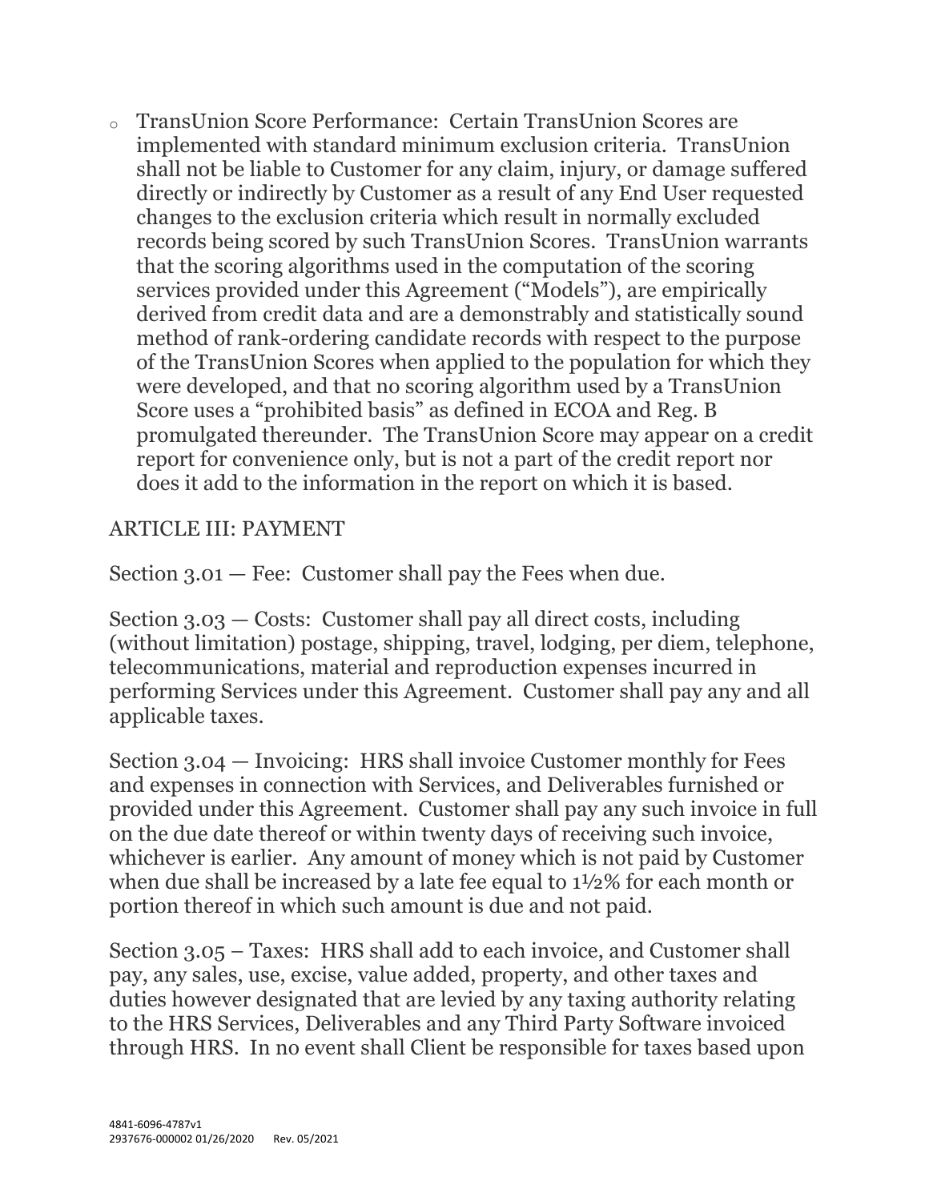- TransUnion Score Performance: Certain TransUnion Scores are implemented with standard minimum exclusion criteria. TransUnion shall not be liable to Customer for any claim, injury, or damage suffered directly or indirectly by Customer as a result of any End User requested changes to the exclusion criteria which result in normally excluded records being scored by such TransUnion Scores. TransUnion warrants that the scoring algorithms used in the computation of the scoring services provided under this Agreement ("Models"), are empirically derived from credit data and are a demonstrably and statistically sound method of rank-ordering candidate records with respect to the purpose of the TransUnion Scores when applied to the population for which they were developed, and that no scoring algorithm used by a TransUnion Score uses a "prohibited basis" as defined in ECOA and Reg. B promulgated thereunder. The TransUnion Score may appear on a credit report for convenience only, but is not a part of the credit report nor does it add to the information in the report on which it is based.

ARTICLE III: PAYMENT

Section 3.01 — Fee: Customer shall pay the Fees when due.

Section 3.03 — Costs: Customer shall pay all direct costs, including (without limitation) postage, shipping, travel, lodging, per diem, telephone, telecommunications, material and reproduction expenses incurred in performing Services under this Agreement. Customer shall pay any and all applicable taxes.

Section 3.04 — Invoicing: HRS shall invoice Customer monthly for Fees and expenses in connection with Services, and Deliverables furnished or provided under this Agreement. Customer shall pay any such invoice in full on the due date thereof or within twenty days of receiving such invoice, whichever is earlier. Any amount of money which is not paid by Customer when due shall be increased by a late fee equal to 1½% for each month or portion thereof in which such amount is due and not paid.

Section 3.05 – Taxes: HRS shall add to each invoice, and Customer shall pay, any sales, use, excise, value added, property, and other taxes and duties however designated that are levied by any taxing authority relating to the HRS Services, Deliverables and any Third Party Software invoiced through HRS. In no event shall Client be responsible for taxes based upon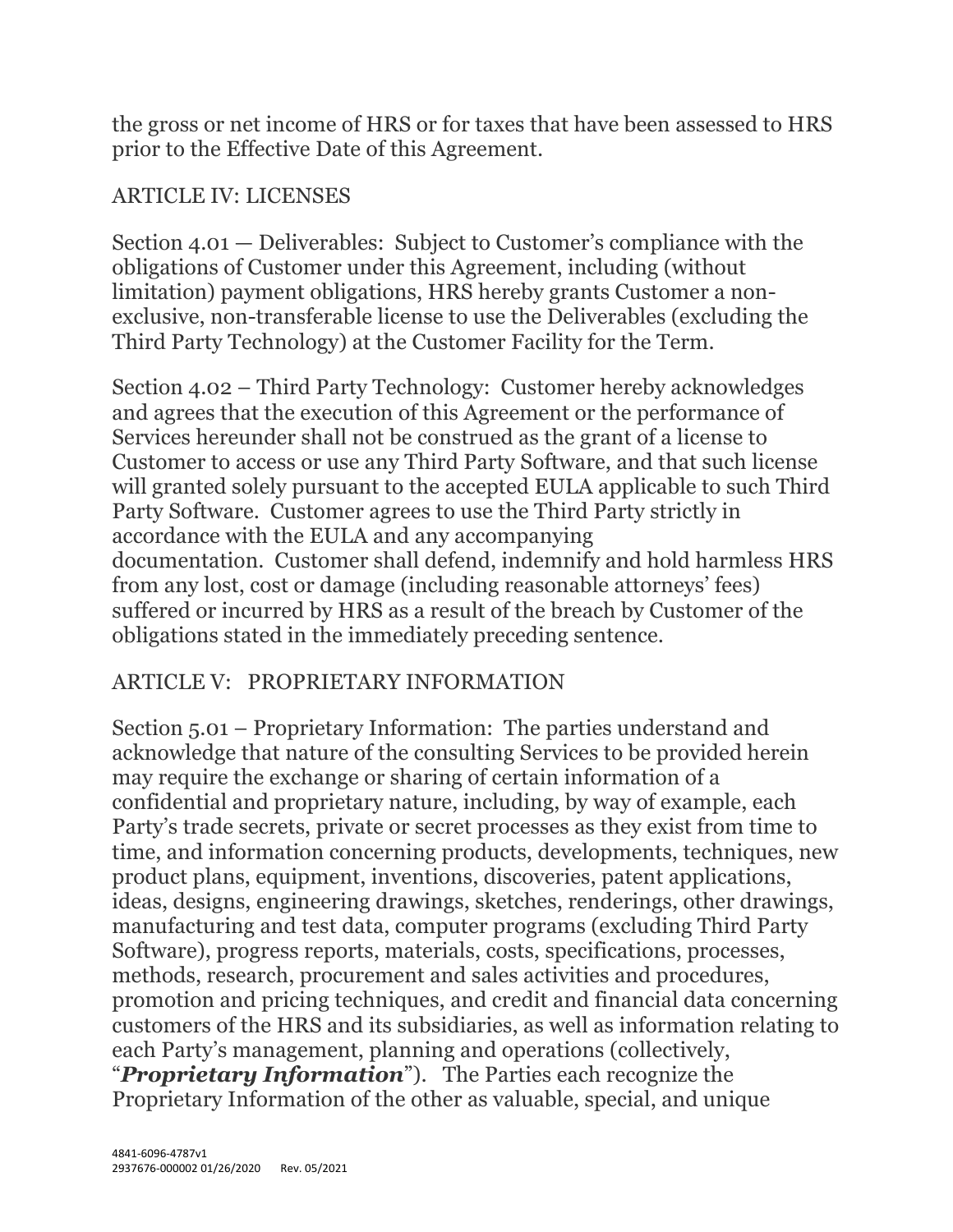the gross or net income of HRS or for taxes that have been assessed to HRS prior to the Effective Date of this Agreement.

## ARTICLE IV: LICENSES

Section 4.01 — Deliverables: Subject to Customer's compliance with the obligations of Customer under this Agreement, including (without limitation) payment obligations, HRS hereby grants Customer a non-exclusive, non-transferable license to use the Deliverables (excluding the Third Party Technology) at the Customer Facility for the Term.

Section 4.02 – Third Party Technology: Customer hereby acknowledges and agrees that the execution of this Agreement or the performance of Services hereunder shall not be construed as the grant of a license to Customer to access or use any Third Party Software, and that such license will granted solely pursuant to the accepted EULA applicable to such Third Party Software. Customer agrees to use the Third Party strictly in accordance with the EULA and any accompanying documentation. Customer shall defend, indemnify and hold harmless HRS from any lost, cost or damage (including reasonable attorneys' fees) suffered or incurred by HRS as a result of the breach by Customer of the obligations stated in the immediately preceding sentence.

## ARTICLE V: PROPRIETARY INFORMATION

Section 5.01 – Proprietary Information: The parties understand and acknowledge that nature of the consulting Services to be provided herein may require the exchange or sharing of certain information of a confidential and proprietary nature, including, by way of example, each Party's trade secrets, private or secret processes as they exist from time to time, and information concerning products, developments, techniques, new product plans, equipment, inventions, discoveries, patent applications, ideas, designs, engineering drawings, sketches, renderings, other drawings, manufacturing and test data, computer programs (excluding Third Party Software), progress reports, materials, costs, specifications, processes, methods, research, procurement and sales activities and procedures, promotion and pricing techniques, and credit and financial data concerning customers of the HRS and its subsidiaries, as well as information relating to each Party's management, planning and operations (collectively, "***Proprietary Information***"). The Parties each recognize the Proprietary Information of the other as valuable, special, and unique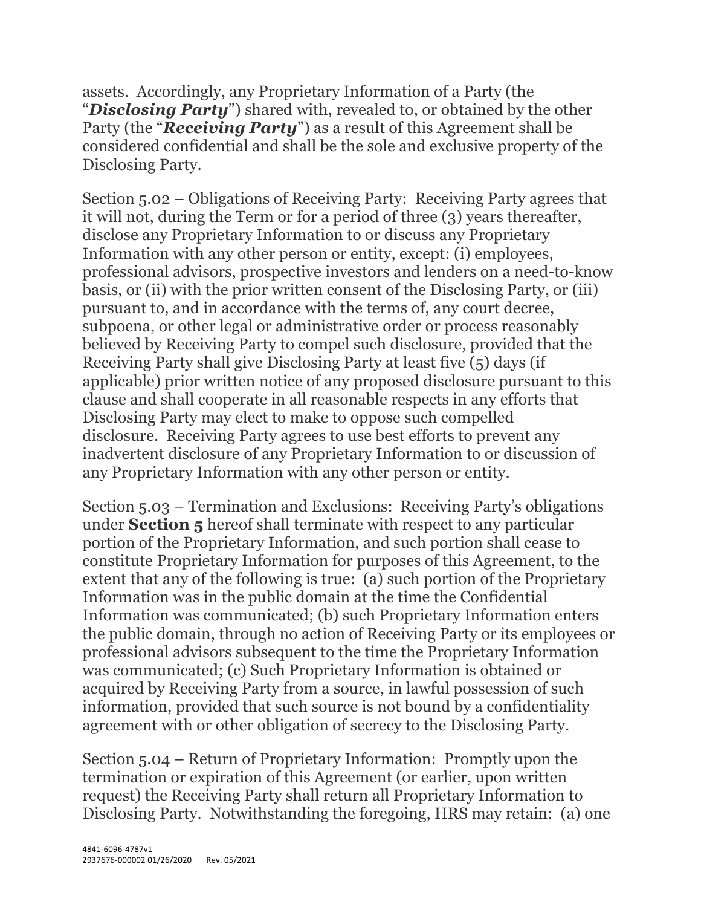assets. Accordingly, any Proprietary Information of a Party (the "***Disclosing Party***") shared with, revealed to, or obtained by the other Party (the "***Receiving Party***") as a result of this Agreement shall be considered confidential and shall be the sole and exclusive property of the Disclosing Party.

Section 5.02 – Obligations of Receiving Party: Receiving Party agrees that it will not, during the Term or for a period of three (3) years thereafter, disclose any Proprietary Information to or discuss any Proprietary Information with any other person or entity, except: (i) employees, professional advisors, prospective investors and lenders on a need-to-know basis, or (ii) with the prior written consent of the Disclosing Party, or (iii) pursuant to, and in accordance with the terms of, any court decree, subpoena, or other legal or administrative order or process reasonably believed by Receiving Party to compel such disclosure, provided that the Receiving Party shall give Disclosing Party at least five (5) days (if applicable) prior written notice of any proposed disclosure pursuant to this clause and shall cooperate in all reasonable respects in any efforts that Disclosing Party may elect to make to oppose such compelled disclosure. Receiving Party agrees to use best efforts to prevent any inadvertent disclosure of any Proprietary Information to or discussion of any Proprietary Information with any other person or entity.

Section 5.03 – Termination and Exclusions: Receiving Party's obligations under **Section 5** hereof shall terminate with respect to any particular portion of the Proprietary Information, and such portion shall cease to constitute Proprietary Information for purposes of this Agreement, to the extent that any of the following is true: (a) such portion of the Proprietary Information was in the public domain at the time the Confidential Information was communicated; (b) such Proprietary Information enters the public domain, through no action of Receiving Party or its employees or professional advisors subsequent to the time the Proprietary Information was communicated; (c) Such Proprietary Information is obtained or acquired by Receiving Party from a source, in lawful possession of such information, provided that such source is not bound by a confidentiality agreement with or other obligation of secrecy to the Disclosing Party.

Section 5.04 – Return of Proprietary Information: Promptly upon the termination or expiration of this Agreement (or earlier, upon written request) the Receiving Party shall return all Proprietary Information to Disclosing Party. Notwithstanding the foregoing, HRS may retain: (a) one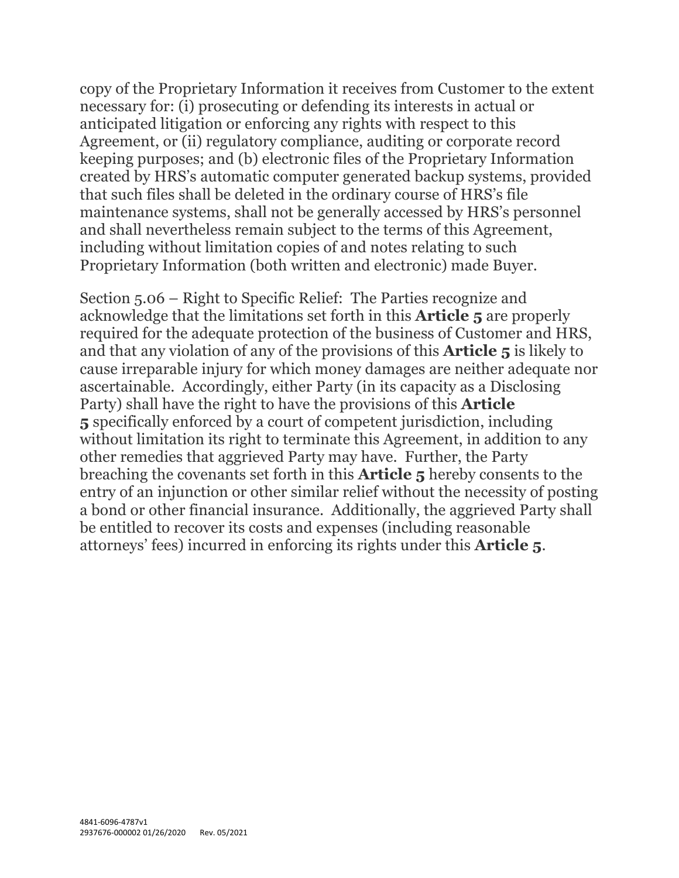copy of the Proprietary Information it receives from Customer to the extent necessary for: (i) prosecuting or defending its interests in actual or anticipated litigation or enforcing any rights with respect to this Agreement, or (ii) regulatory compliance, auditing or corporate record keeping purposes; and (b) electronic files of the Proprietary Information created by HRS's automatic computer generated backup systems, provided that such files shall be deleted in the ordinary course of HRS's file maintenance systems, shall not be generally accessed by HRS's personnel and shall nevertheless remain subject to the terms of this Agreement, including without limitation copies of and notes relating to such Proprietary Information (both written and electronic) made Buyer.

Section 5.06 – Right to Specific Relief: The Parties recognize and acknowledge that the limitations set forth in this **Article 5** are properly required for the adequate protection of the business of Customer and HRS, and that any violation of any of the provisions of this **Article 5** is likely to cause irreparable injury for which money damages are neither adequate nor ascertainable. Accordingly, either Party (in its capacity as a Disclosing Party) shall have the right to have the provisions of this **Article 5** specifically enforced by a court of competent jurisdiction, including without limitation its right to terminate this Agreement, in addition to any other remedies that aggrieved Party may have. Further, the Party breaching the covenants set forth in this **Article 5** hereby consents to the entry of an injunction or other similar relief without the necessity of posting a bond or other financial insurance. Additionally, the aggrieved Party shall be entitled to recover its costs and expenses (including reasonable attorneys' fees) incurred in enforcing its rights under this **Article 5**.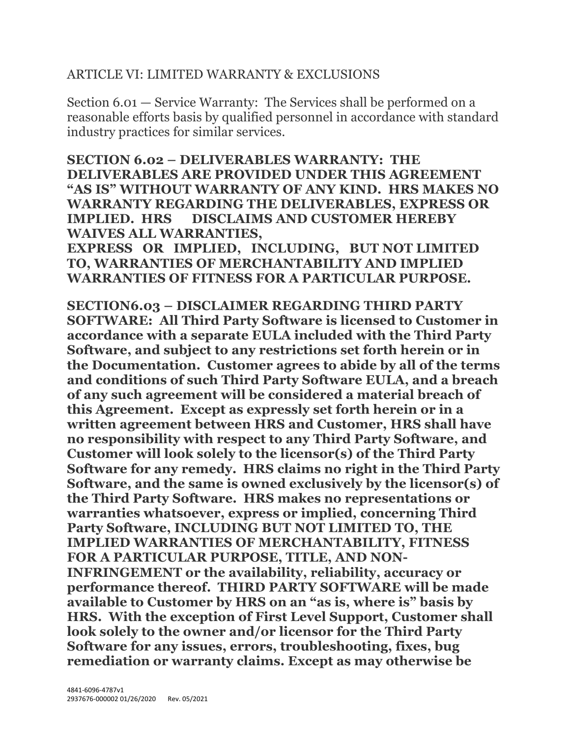## ARTICLE VI: LIMITED WARRANTY & EXCLUSIONS

Section 6.01 — Service Warranty: The Services shall be performed on a reasonable efforts basis by qualified personnel in accordance with standard industry practices for similar services.

**SECTION 6.02 – DELIVERABLES WARRANTY: THE DELIVERABLES ARE PROVIDED UNDER THIS AGREEMENT "AS IS" WITHOUT WARRANTY OF ANY KIND. HRS MAKES NO WARRANTY REGARDING THE DELIVERABLES, EXPRESS OR IMPLIED. HRS DISCLAIMS AND CUSTOMER HEREBY WAIVES ALL WARRANTIES, EXPRESS OR IMPLIED, INCLUDING, BUT NOT LIMITED TO, WARRANTIES OF MERCHANTABILITY AND IMPLIED WARRANTIES OF FITNESS FOR A PARTICULAR PURPOSE.**

**SECTION6.03 – DISCLAIMER REGARDING THIRD PARTY SOFTWARE: All Third Party Software is licensed to Customer in accordance with a separate EULA included with the Third Party Software, and subject to any restrictions set forth herein or in the Documentation. Customer agrees to abide by all of the terms and conditions of such Third Party Software EULA, and a breach of any such agreement will be considered a material breach of this Agreement. Except as expressly set forth herein or in a written agreement between HRS and Customer, HRS shall have no responsibility with respect to any Third Party Software, and Customer will look solely to the licensor(s) of the Third Party Software for any remedy. HRS claims no right in the Third Party Software, and the same is owned exclusively by the licensor(s) of the Third Party Software. HRS makes no representations or warranties whatsoever, express or implied, concerning Third Party Software, INCLUDING BUT NOT LIMITED TO, THE IMPLIED WARRANTIES OF MERCHANTABILITY, FITNESS FOR A PARTICULAR PURPOSE, TITLE, AND NON-INFRINGEMENT or the availability, reliability, accuracy or performance thereof. THIRD PARTY SOFTWARE will be made available to Customer by HRS on an "as is, where is" basis by HRS. With the exception of First Level Support, Customer shall look solely to the owner and/or licensor for the Third Party Software for any issues, errors, troubleshooting, fixes, bug remediation or warranty claims. Except as may otherwise be**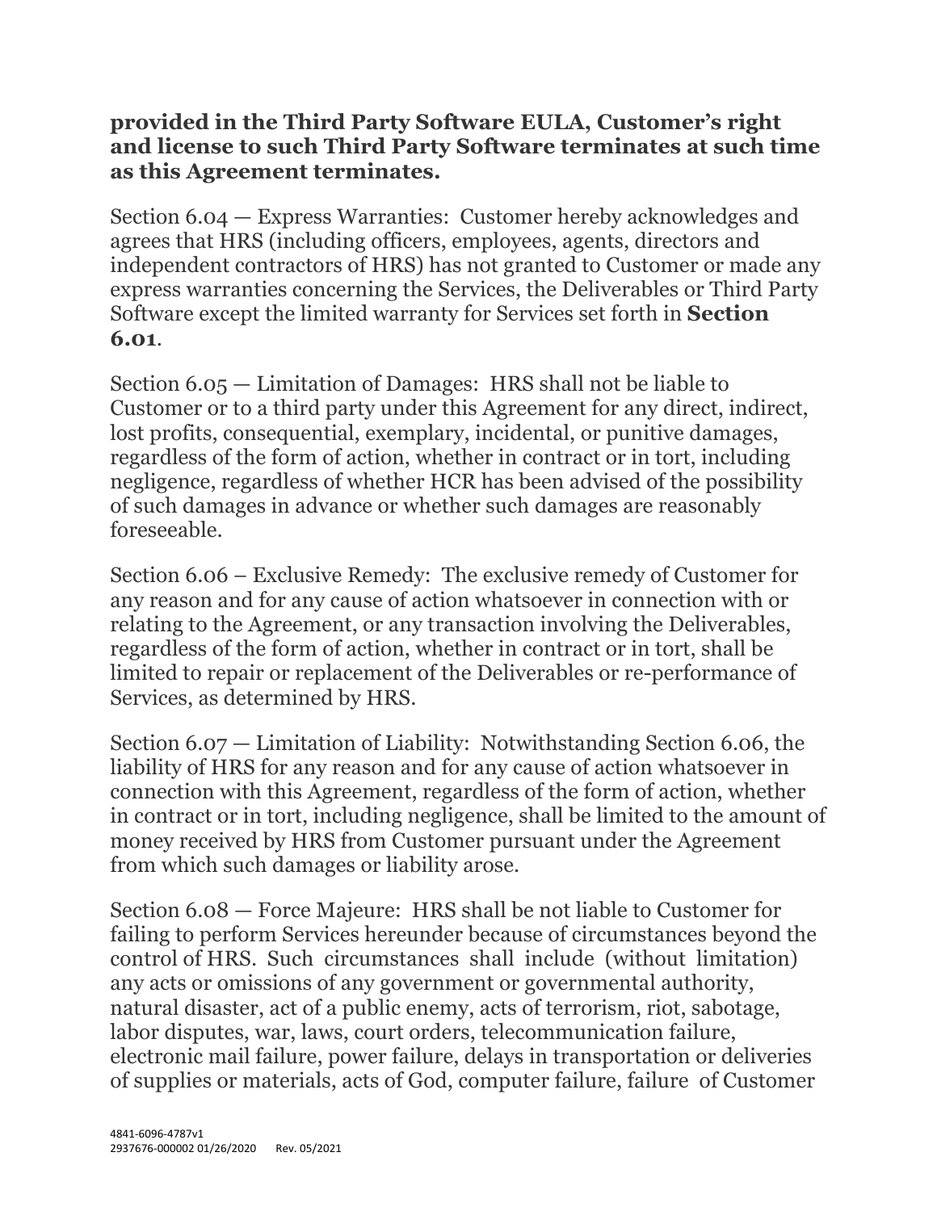**provided in the Third Party Software EULA, Customer's right and license to such Third Party Software terminates at such time as this Agreement terminates.**

Section 6.04 — Express Warranties: Customer hereby acknowledges and agrees that HRS (including officers, employees, agents, directors and independent contractors of HRS) has not granted to Customer or made any express warranties concerning the Services, the Deliverables or Third Party Software except the limited warranty for Services set forth in **Section 6.01**.

Section 6.05 — Limitation of Damages: HRS shall not be liable to Customer or to a third party under this Agreement for any direct, indirect, lost profits, consequential, exemplary, incidental, or punitive damages, regardless of the form of action, whether in contract or in tort, including negligence, regardless of whether HCR has been advised of the possibility of such damages in advance or whether such damages are reasonably foreseeable.

Section 6.06 – Exclusive Remedy: The exclusive remedy of Customer for any reason and for any cause of action whatsoever in connection with or relating to the Agreement, or any transaction involving the Deliverables, regardless of the form of action, whether in contract or in tort, shall be limited to repair or replacement of the Deliverables or re-performance of Services, as determined by HRS.

Section 6.07 — Limitation of Liability: Notwithstanding Section 6.06, the liability of HRS for any reason and for any cause of action whatsoever in connection with this Agreement, regardless of the form of action, whether in contract or in tort, including negligence, shall be limited to the amount of money received by HRS from Customer pursuant under the Agreement from which such damages or liability arose.

Section 6.08 — Force Majeure: HRS shall be not liable to Customer for failing to perform Services hereunder because of circumstances beyond the control of HRS. Such circumstances shall include (without limitation) any acts or omissions of any government or governmental authority, natural disaster, act of a public enemy, acts of terrorism, riot, sabotage, labor disputes, war, laws, court orders, telecommunication failure, electronic mail failure, power failure, delays in transportation or deliveries of supplies or materials, acts of God, computer failure, failure of Customer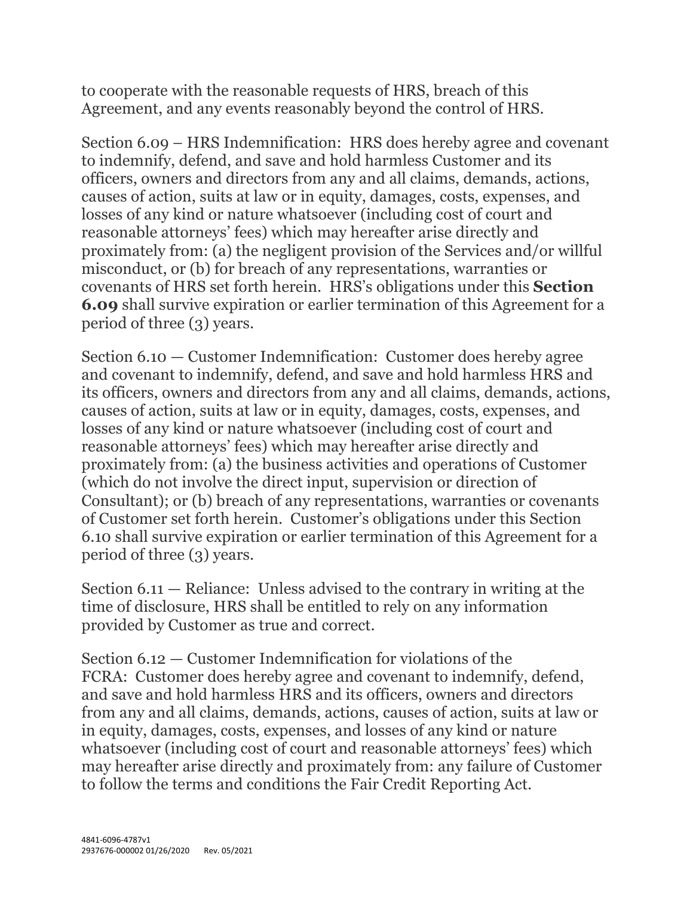to cooperate with the reasonable requests of HRS, breach of this Agreement, and any events reasonably beyond the control of HRS.

Section 6.09 – HRS Indemnification: HRS does hereby agree and covenant to indemnify, defend, and save and hold harmless Customer and its officers, owners and directors from any and all claims, demands, actions, causes of action, suits at law or in equity, damages, costs, expenses, and losses of any kind or nature whatsoever (including cost of court and reasonable attorneys' fees) which may hereafter arise directly and proximately from: (a) the negligent provision of the Services and/or willful misconduct, or (b) for breach of any representations, warranties or covenants of HRS set forth herein. HRS's obligations under this **Section 6.09** shall survive expiration or earlier termination of this Agreement for a period of three (3) years.

Section 6.10 — Customer Indemnification: Customer does hereby agree and covenant to indemnify, defend, and save and hold harmless HRS and its officers, owners and directors from any and all claims, demands, actions, causes of action, suits at law or in equity, damages, costs, expenses, and losses of any kind or nature whatsoever (including cost of court and reasonable attorneys' fees) which may hereafter arise directly and proximately from: (a) the business activities and operations of Customer (which do not involve the direct input, supervision or direction of Consultant); or (b) breach of any representations, warranties or covenants of Customer set forth herein. Customer's obligations under this Section 6.10 shall survive expiration or earlier termination of this Agreement for a period of three (3) years.

Section 6.11 — Reliance: Unless advised to the contrary in writing at the time of disclosure, HRS shall be entitled to rely on any information provided by Customer as true and correct.

Section 6.12 — Customer Indemnification for violations of the FCRA: Customer does hereby agree and covenant to indemnify, defend, and save and hold harmless HRS and its officers, owners and directors from any and all claims, demands, actions, causes of action, suits at law or in equity, damages, costs, expenses, and losses of any kind or nature whatsoever (including cost of court and reasonable attorneys' fees) which may hereafter arise directly and proximately from: any failure of Customer to follow the terms and conditions the Fair Credit Reporting Act.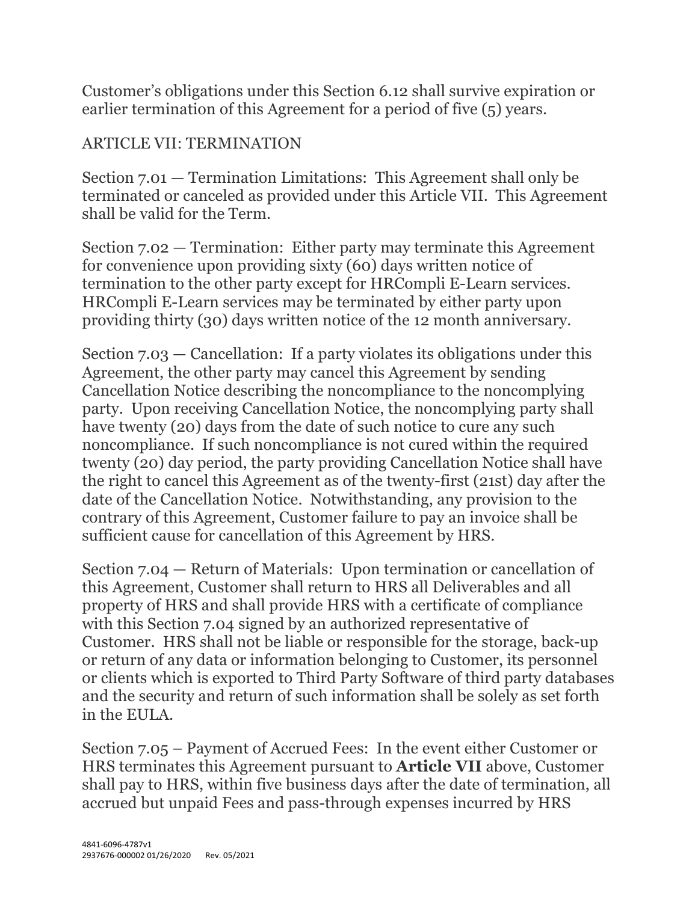Customer's obligations under this Section 6.12 shall survive expiration or earlier termination of this Agreement for a period of five (5) years.

## ARTICLE VII: TERMINATION

Section 7.01 — Termination Limitations: This Agreement shall only be terminated or canceled as provided under this Article VII. This Agreement shall be valid for the Term.

Section 7.02 — Termination: Either party may terminate this Agreement for convenience upon providing sixty (60) days written notice of termination to the other party except for HRCompli E-Learn services. HRCompli E-Learn services may be terminated by either party upon providing thirty (30) days written notice of the 12 month anniversary.

Section 7.03 — Cancellation: If a party violates its obligations under this Agreement, the other party may cancel this Agreement by sending Cancellation Notice describing the noncompliance to the noncomplying party. Upon receiving Cancellation Notice, the noncomplying party shall have twenty (20) days from the date of such notice to cure any such noncompliance. If such noncompliance is not cured within the required twenty (20) day period, the party providing Cancellation Notice shall have the right to cancel this Agreement as of the twenty-first (21st) day after the date of the Cancellation Notice. Notwithstanding, any provision to the contrary of this Agreement, Customer failure to pay an invoice shall be sufficient cause for cancellation of this Agreement by HRS.

Section 7.04 — Return of Materials: Upon termination or cancellation of this Agreement, Customer shall return to HRS all Deliverables and all property of HRS and shall provide HRS with a certificate of compliance with this Section 7.04 signed by an authorized representative of Customer. HRS shall not be liable or responsible for the storage, back-up or return of any data or information belonging to Customer, its personnel or clients which is exported to Third Party Software of third party databases and the security and return of such information shall be solely as set forth in the EULA.

Section 7.05 – Payment of Accrued Fees: In the event either Customer or HRS terminates this Agreement pursuant to **Article VII** above, Customer shall pay to HRS, within five business days after the date of termination, all accrued but unpaid Fees and pass-through expenses incurred by HRS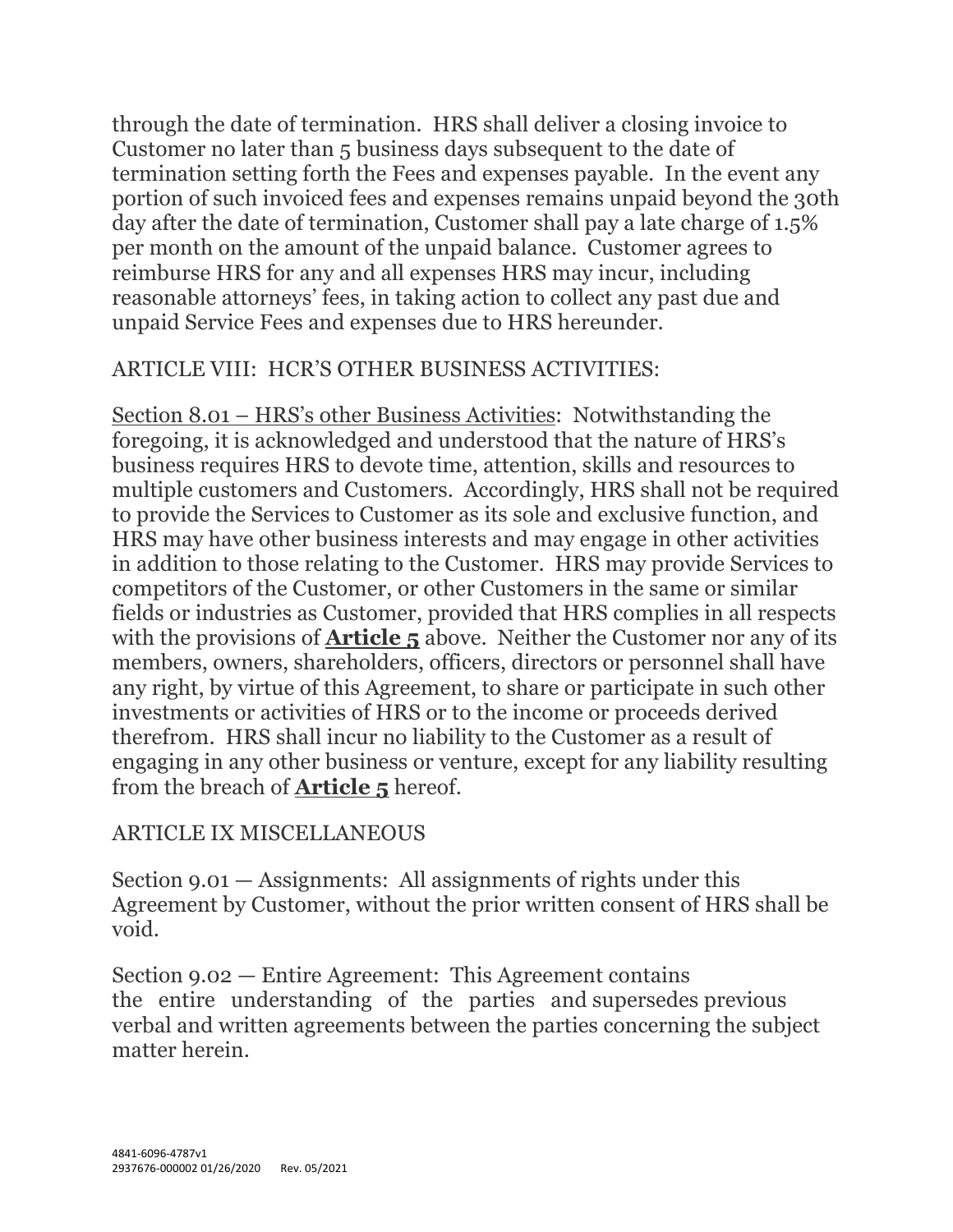through the date of termination. HRS shall deliver a closing invoice to Customer no later than 5 business days subsequent to the date of termination setting forth the Fees and expenses payable. In the event any portion of such invoiced fees and expenses remains unpaid beyond the 30th day after the date of termination, Customer shall pay a late charge of 1.5% per month on the amount of the unpaid balance. Customer agrees to reimburse HRS for any and all expenses HRS may incur, including reasonable attorneys' fees, in taking action to collect any past due and unpaid Service Fees and expenses due to HRS hereunder.

ARTICLE VIII: HCR'S OTHER BUSINESS ACTIVITIES:

<u>Section 8.01 – HRS's other Business Activities</u>: Notwithstanding the foregoing, it is acknowledged and understood that the nature of HRS's business requires HRS to devote time, attention, skills and resources to multiple customers and Customers. Accordingly, HRS shall not be required to provide the Services to Customer as its sole and exclusive function, and HRS may have other business interests and may engage in other activities in addition to those relating to the Customer. HRS may provide Services to competitors of the Customer, or other Customers in the same or similar fields or industries as Customer, provided that HRS complies in all respects with the provisions of **<u>Article 5</u>** above. Neither the Customer nor any of its members, owners, shareholders, officers, directors or personnel shall have any right, by virtue of this Agreement, to share or participate in such other investments or activities of HRS or to the income or proceeds derived therefrom. HRS shall incur no liability to the Customer as a result of engaging in any other business or venture, except for any liability resulting from the breach of **<u>Article 5</u>** hereof.

ARTICLE IX MISCELLANEOUS

Section 9.01 — Assignments: All assignments of rights under this Agreement by Customer, without the prior written consent of HRS shall be void.

Section 9.02 — Entire Agreement: This Agreement contains the entire understanding of the parties and supersedes previous verbal and written agreements between the parties concerning the subject matter herein.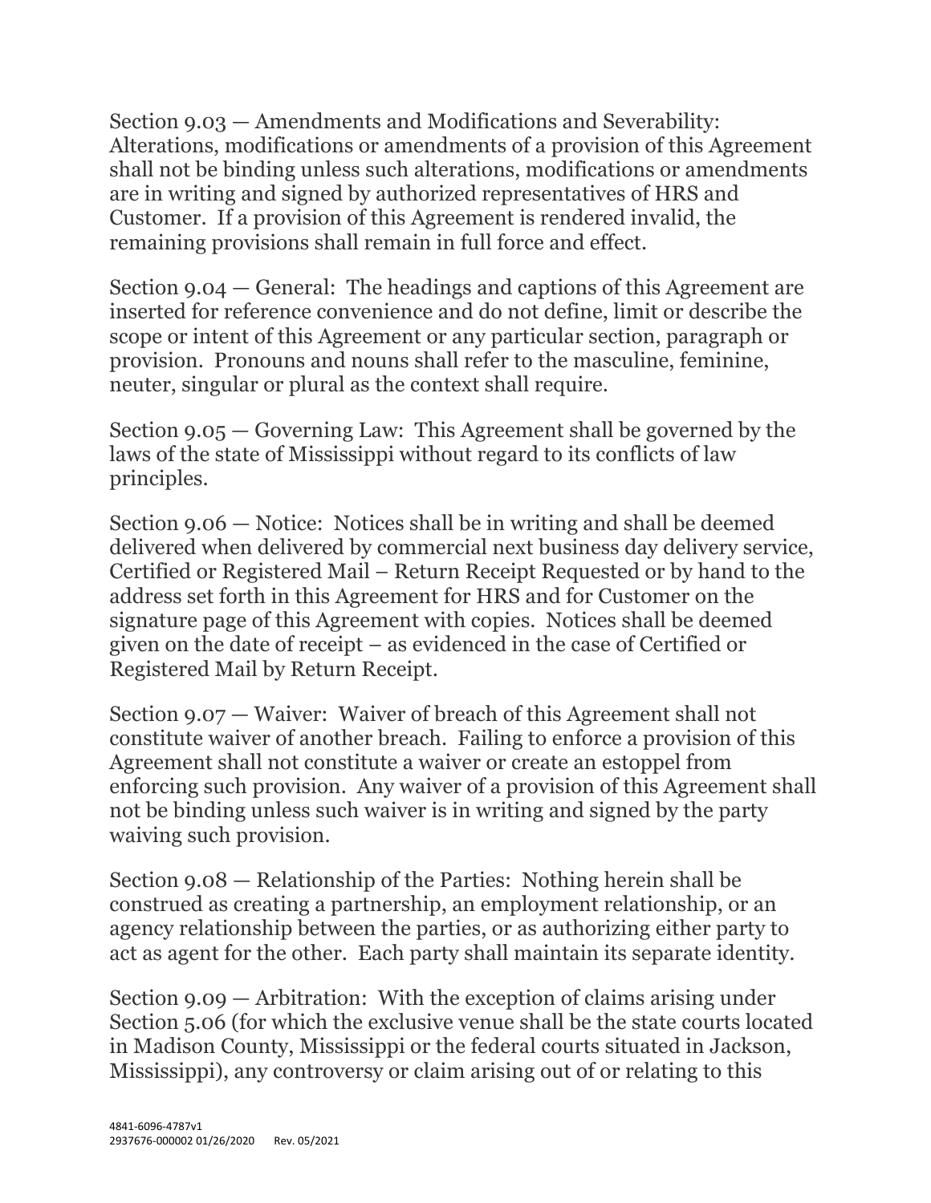Section 9.03 — Amendments and Modifications and Severability: Alterations, modifications or amendments of a provision of this Agreement shall not be binding unless such alterations, modifications or amendments are in writing and signed by authorized representatives of HRS and Customer. If a provision of this Agreement is rendered invalid, the remaining provisions shall remain in full force and effect.

Section 9.04 — General: The headings and captions of this Agreement are inserted for reference convenience and do not define, limit or describe the scope or intent of this Agreement or any particular section, paragraph or provision. Pronouns and nouns shall refer to the masculine, feminine, neuter, singular or plural as the context shall require.

Section 9.05 — Governing Law: This Agreement shall be governed by the laws of the state of Mississippi without regard to its conflicts of law principles.

Section 9.06 — Notice: Notices shall be in writing and shall be deemed delivered when delivered by commercial next business day delivery service, Certified or Registered Mail – Return Receipt Requested or by hand to the address set forth in this Agreement for HRS and for Customer on the signature page of this Agreement with copies. Notices shall be deemed given on the date of receipt – as evidenced in the case of Certified or Registered Mail by Return Receipt.

Section 9.07 — Waiver: Waiver of breach of this Agreement shall not constitute waiver of another breach. Failing to enforce a provision of this Agreement shall not constitute a waiver or create an estoppel from enforcing such provision. Any waiver of a provision of this Agreement shall not be binding unless such waiver is in writing and signed by the party waiving such provision.

Section 9.08 — Relationship of the Parties: Nothing herein shall be construed as creating a partnership, an employment relationship, or an agency relationship between the parties, or as authorizing either party to act as agent for the other. Each party shall maintain its separate identity.

Section 9.09 — Arbitration: With the exception of claims arising under Section 5.06 (for which the exclusive venue shall be the state courts located in Madison County, Mississippi or the federal courts situated in Jackson, Mississippi), any controversy or claim arising out of or relating to this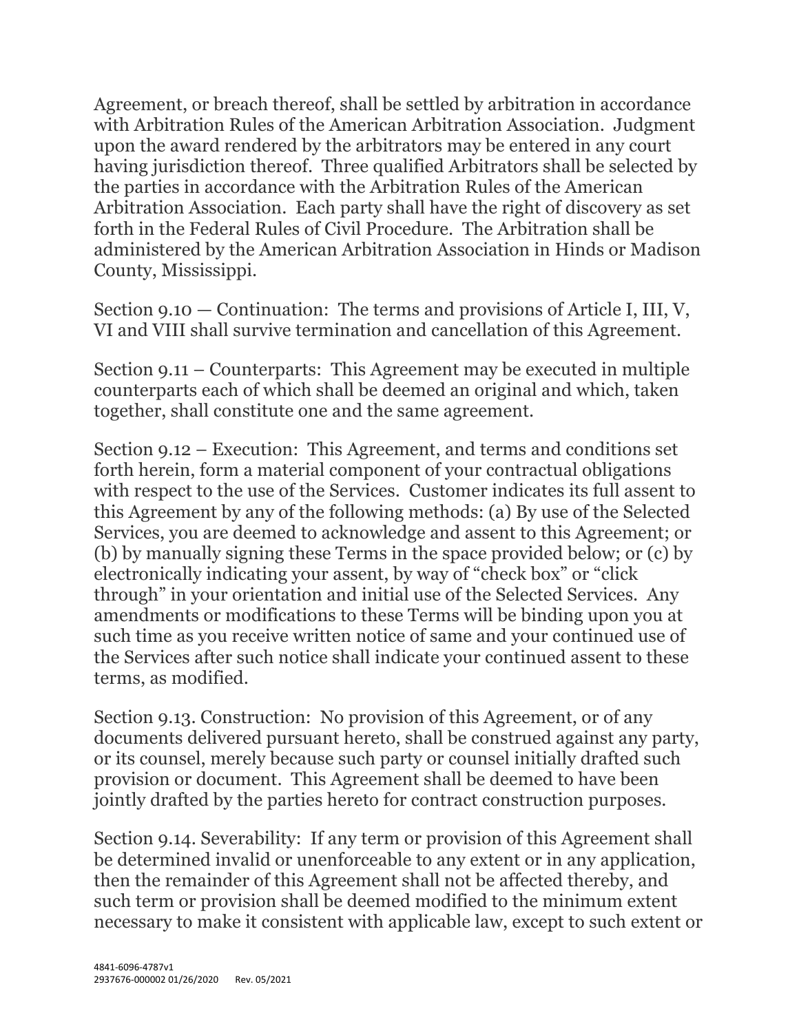Agreement, or breach thereof, shall be settled by arbitration in accordance with Arbitration Rules of the American Arbitration Association. Judgment upon the award rendered by the arbitrators may be entered in any court having jurisdiction thereof. Three qualified Arbitrators shall be selected by the parties in accordance with the Arbitration Rules of the American Arbitration Association. Each party shall have the right of discovery as set forth in the Federal Rules of Civil Procedure. The Arbitration shall be administered by the American Arbitration Association in Hinds or Madison County, Mississippi.

Section 9.10 — Continuation: The terms and provisions of Article I, III, V, VI and VIII shall survive termination and cancellation of this Agreement.

Section 9.11 – Counterparts: This Agreement may be executed in multiple counterparts each of which shall be deemed an original and which, taken together, shall constitute one and the same agreement.

Section 9.12 – Execution: This Agreement, and terms and conditions set forth herein, form a material component of your contractual obligations with respect to the use of the Services. Customer indicates its full assent to this Agreement by any of the following methods: (a) By use of the Selected Services, you are deemed to acknowledge and assent to this Agreement; or (b) by manually signing these Terms in the space provided below; or (c) by electronically indicating your assent, by way of "check box" or "click through" in your orientation and initial use of the Selected Services. Any amendments or modifications to these Terms will be binding upon you at such time as you receive written notice of same and your continued use of the Services after such notice shall indicate your continued assent to these terms, as modified.

Section 9.13. Construction: No provision of this Agreement, or of any documents delivered pursuant hereto, shall be construed against any party, or its counsel, merely because such party or counsel initially drafted such provision or document. This Agreement shall be deemed to have been jointly drafted by the parties hereto for contract construction purposes.

Section 9.14. Severability: If any term or provision of this Agreement shall be determined invalid or unenforceable to any extent or in any application, then the remainder of this Agreement shall not be affected thereby, and such term or provision shall be deemed modified to the minimum extent necessary to make it consistent with applicable law, except to such extent or

4841-6096-4787v1
2937676-000002 01/26/2020 Rev. 05/2021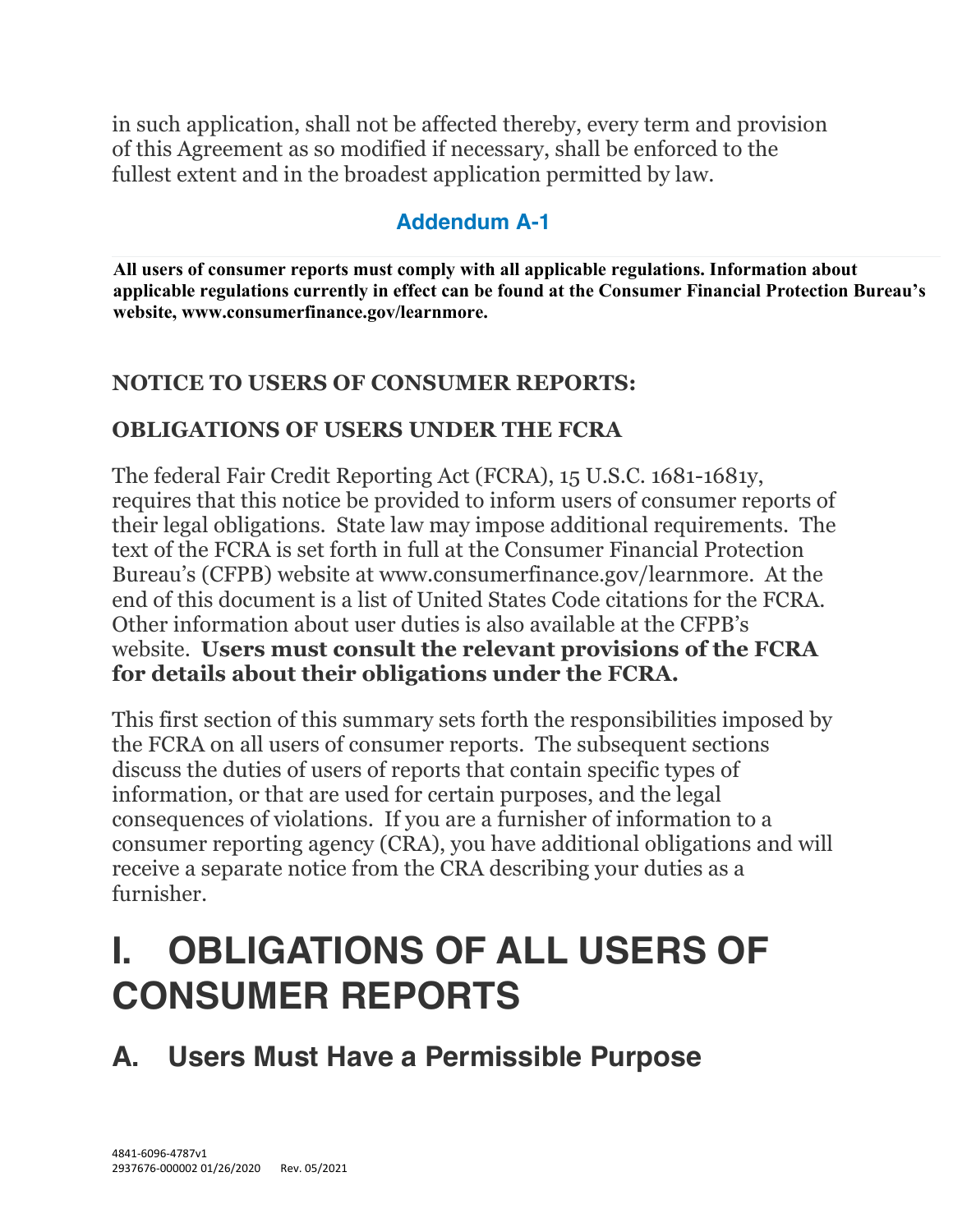in such application, shall not be affected thereby, every term and provision of this Agreement as so modified if necessary, shall be enforced to the fullest extent and in the broadest application permitted by law.

## Addendum A-1

**All users of consumer reports must comply with all applicable regulations. Information about applicable regulations currently in effect can be found at the Consumer Financial Protection Bureau's website, www.consumerfinance.gov/learnmore.**

### NOTICE TO USERS OF CONSUMER REPORTS:

### OBLIGATIONS OF USERS UNDER THE FCRA

The federal Fair Credit Reporting Act (FCRA), 15 U.S.C. 1681-1681y, requires that this notice be provided to inform users of consumer reports of their legal obligations. State law may impose additional requirements. The text of the FCRA is set forth in full at the Consumer Financial Protection Bureau's (CFPB) website at www.consumerfinance.gov/learnmore. At the end of this document is a list of United States Code citations for the FCRA. Other information about user duties is also available at the CFPB's website. **Users must consult the relevant provisions of the FCRA for details about their obligations under the FCRA.**

This first section of this summary sets forth the responsibilities imposed by the FCRA on all users of consumer reports. The subsequent sections discuss the duties of users of reports that contain specific types of information, or that are used for certain purposes, and the legal consequences of violations. If you are a furnisher of information to a consumer reporting agency (CRA), you have additional obligations and will receive a separate notice from the CRA describing your duties as a furnisher.

# I. OBLIGATIONS OF ALL USERS OF CONSUMER REPORTS

## A. Users Must Have a Permissible Purpose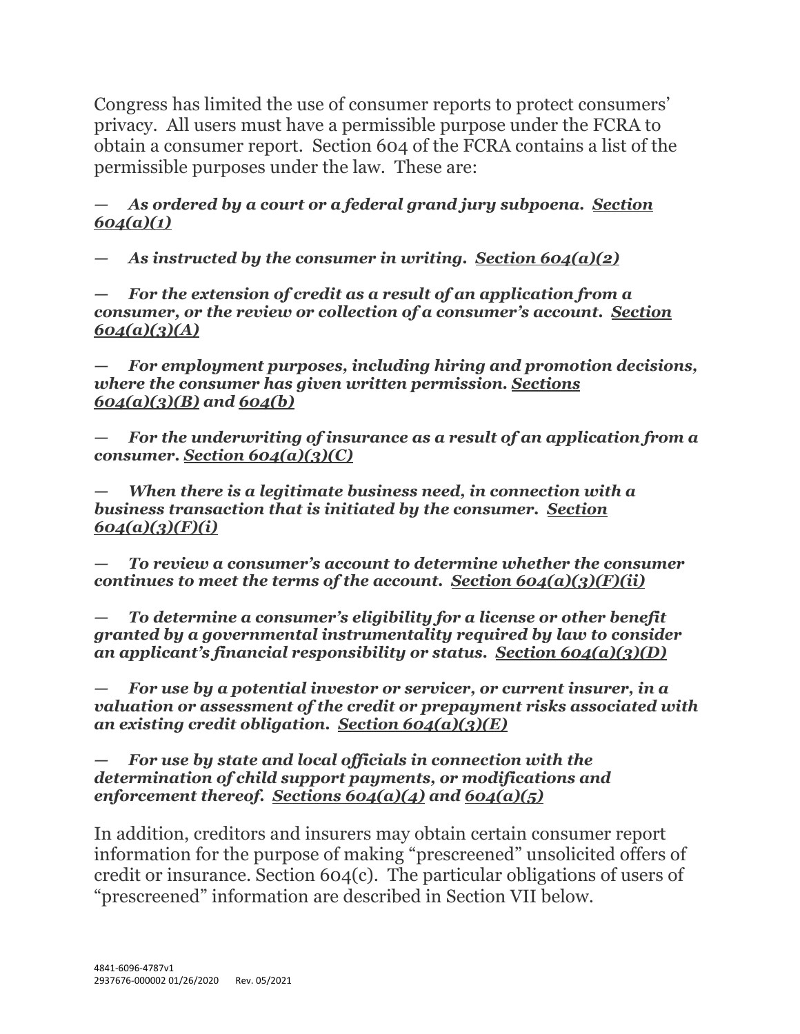Congress has limited the use of consumer reports to protect consumers' privacy. All users must have a permissible purpose under the FCRA to obtain a consumer report. Section 604 of the FCRA contains a list of the permissible purposes under the law. These are:

— ***As ordered by a court or a federal grand jury subpoena.*** ***Section 604(a)(1)***

— ***As instructed by the consumer in writing.*** ***Section 604(a)(2)***

— ***For the extension of credit as a result of an application from a consumer, or the review or collection of a consumer's account.*** ***Section 604(a)(3)(A)***

— ***For employment purposes, including hiring and promotion decisions, where the consumer has given written permission.*** ***Sections 604(a)(3)(B)*** ***and*** ***604(b)***

— ***For the underwriting of insurance as a result of an application from a consumer.*** ***Section 604(a)(3)(C)***

— ***When there is a legitimate business need, in connection with a business transaction that is initiated by the consumer.*** ***Section 604(a)(3)(F)(i)***

— ***To review a consumer's account to determine whether the consumer continues to meet the terms of the account.*** ***Section 604(a)(3)(F)(ii)***

— ***To determine a consumer's eligibility for a license or other benefit granted by a governmental instrumentality required by law to consider an applicant's financial responsibility or status.*** ***Section 604(a)(3)(D)***

— ***For use by a potential investor or servicer, or current insurer, in a valuation or assessment of the credit or prepayment risks associated with an existing credit obligation.*** ***Section 604(a)(3)(E)***

— ***For use by state and local officials in connection with the determination of child support payments, or modifications and enforcement thereof.*** ***Sections 604(a)(4)*** ***and*** ***604(a)(5)***

In addition, creditors and insurers may obtain certain consumer report information for the purpose of making "prescreened" unsolicited offers of credit or insurance. Section 604(c). The particular obligations of users of "prescreened" information are described in Section VII below.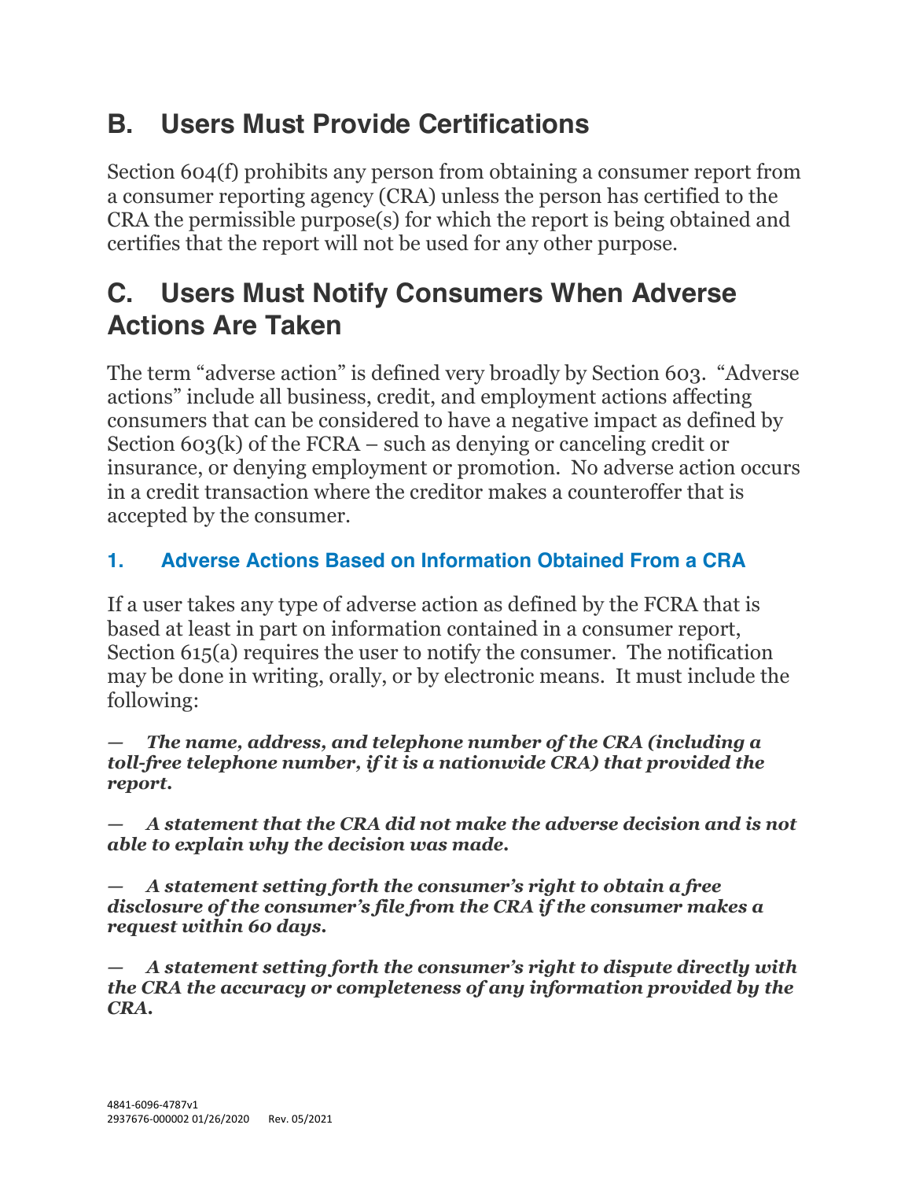## B. Users Must Provide Certifications

Section 604(f) prohibits any person from obtaining a consumer report from a consumer reporting agency (CRA) unless the person has certified to the CRA the permissible purpose(s) for which the report is being obtained and certifies that the report will not be used for any other purpose.

## C. Users Must Notify Consumers When Adverse Actions Are Taken

The term "adverse action" is defined very broadly by Section 603. "Adverse actions" include all business, credit, and employment actions affecting consumers that can be considered to have a negative impact as defined by Section 603(k) of the FCRA – such as denying or canceling credit or insurance, or denying employment or promotion. No adverse action occurs in a credit transaction where the creditor makes a counteroffer that is accepted by the consumer.

### 1. Adverse Actions Based on Information Obtained From a CRA

If a user takes any type of adverse action as defined by the FCRA that is based at least in part on information contained in a consumer report, Section 615(a) requires the user to notify the consumer. The notification may be done in writing, orally, or by electronic means. It must include the following:

— ***The name, address, and telephone number of the CRA (including a toll-free telephone number, if it is a nationwide CRA) that provided the report.***

— ***A statement that the CRA did not make the adverse decision and is not able to explain why the decision was made.***

— ***A statement setting forth the consumer's right to obtain a free disclosure of the consumer's file from the CRA if the consumer makes a request within 60 days.***

— ***A statement setting forth the consumer's right to dispute directly with the CRA the accuracy or completeness of any information provided by the CRA.***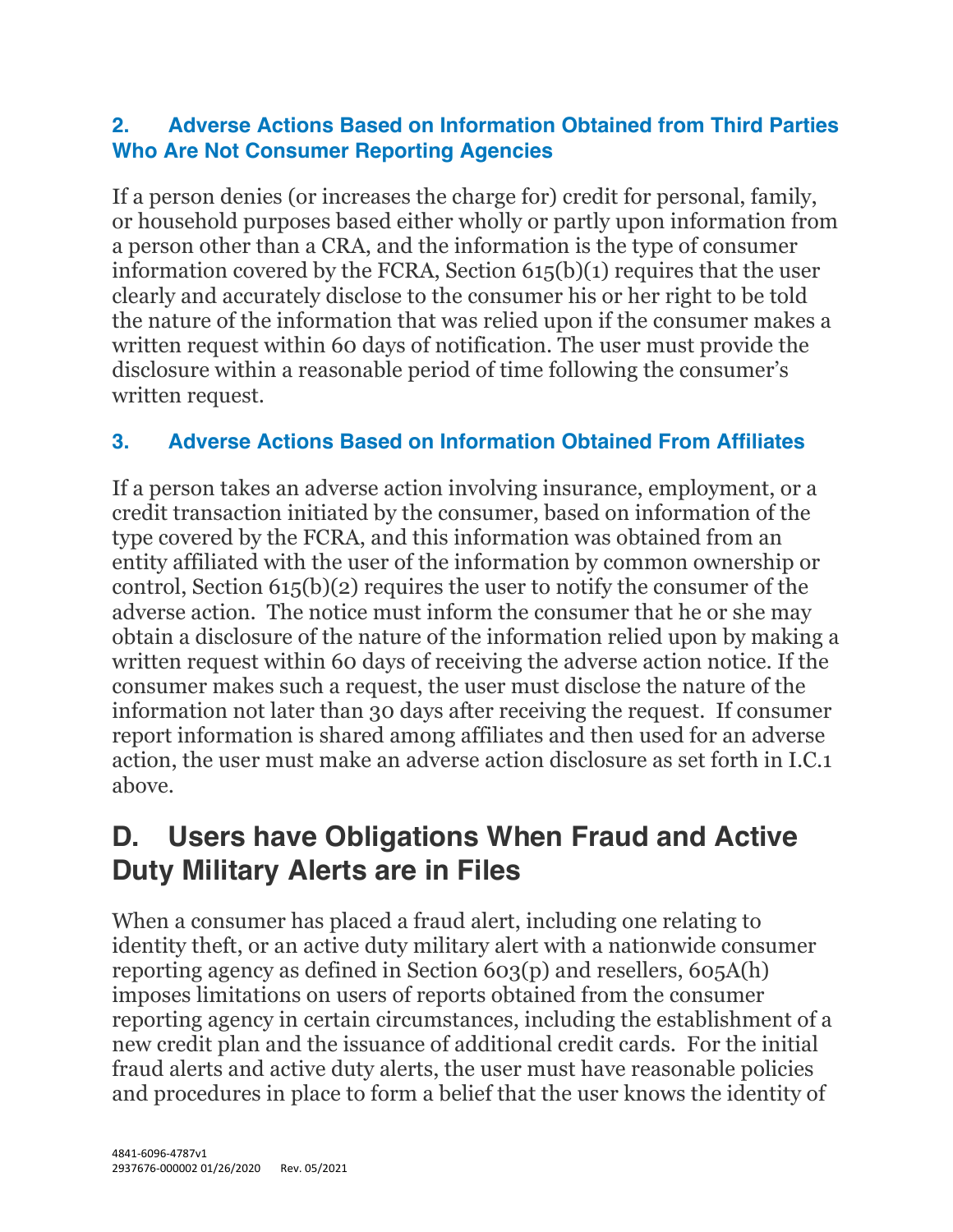### 2. Adverse Actions Based on Information Obtained from Third Parties Who Are Not Consumer Reporting Agencies

If a person denies (or increases the charge for) credit for personal, family, or household purposes based either wholly or partly upon information from a person other than a CRA, and the information is the type of consumer information covered by the FCRA, Section 615(b)(1) requires that the user clearly and accurately disclose to the consumer his or her right to be told the nature of the information that was relied upon if the consumer makes a written request within 60 days of notification. The user must provide the disclosure within a reasonable period of time following the consumer's written request.

### 3. Adverse Actions Based on Information Obtained From Affiliates

If a person takes an adverse action involving insurance, employment, or a credit transaction initiated by the consumer, based on information of the type covered by the FCRA, and this information was obtained from an entity affiliated with the user of the information by common ownership or control, Section 615(b)(2) requires the user to notify the consumer of the adverse action. The notice must inform the consumer that he or she may obtain a disclosure of the nature of the information relied upon by making a written request within 60 days of receiving the adverse action notice. If the consumer makes such a request, the user must disclose the nature of the information not later than 30 days after receiving the request. If consumer report information is shared among affiliates and then used for an adverse action, the user must make an adverse action disclosure as set forth in I.C.1 above.

## D. Users have Obligations When Fraud and Active Duty Military Alerts are in Files

When a consumer has placed a fraud alert, including one relating to identity theft, or an active duty military alert with a nationwide consumer reporting agency as defined in Section 603(p) and resellers, 605A(h) imposes limitations on users of reports obtained from the consumer reporting agency in certain circumstances, including the establishment of a new credit plan and the issuance of additional credit cards. For the initial fraud alerts and active duty alerts, the user must have reasonable policies and procedures in place to form a belief that the user knows the identity of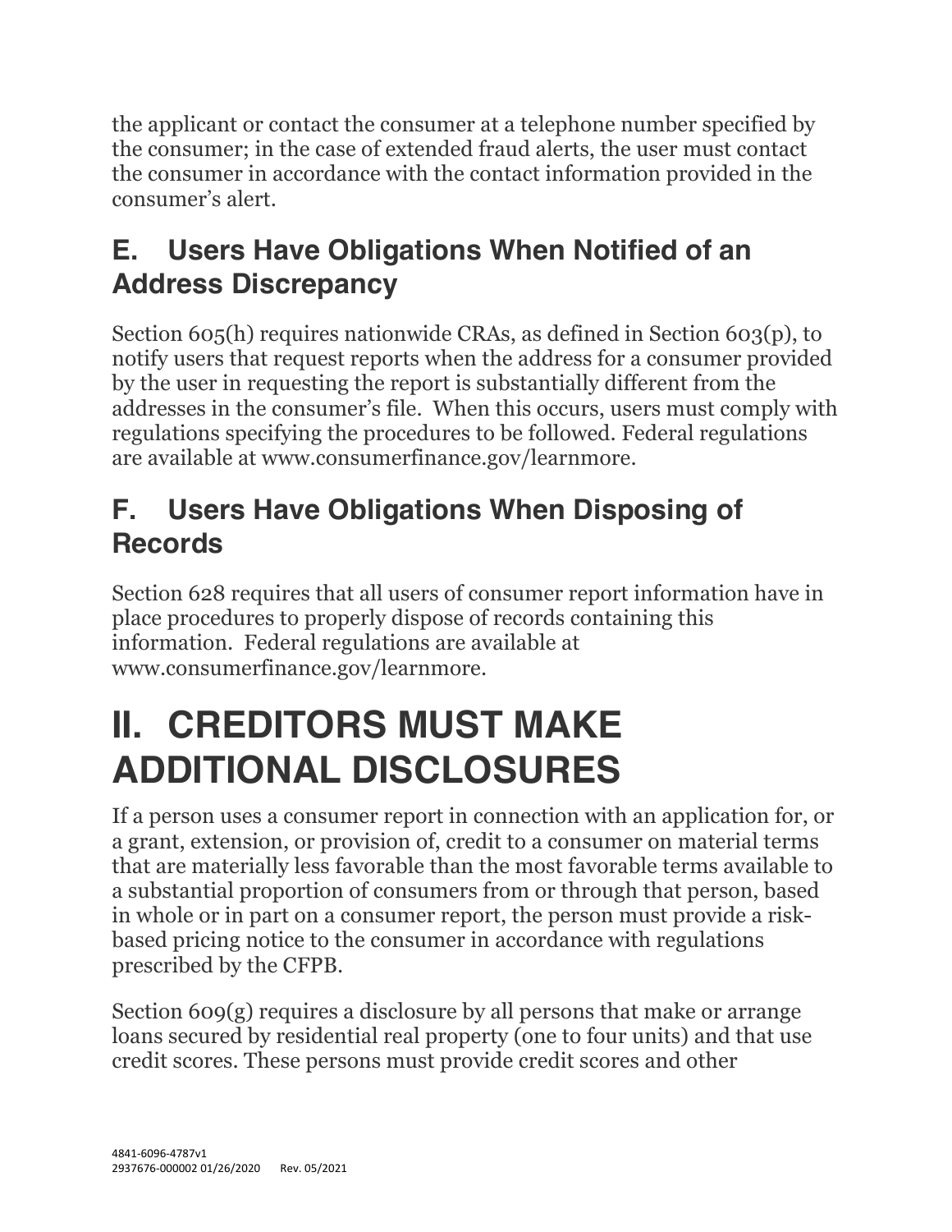the applicant or contact the consumer at a telephone number specified by the consumer; in the case of extended fraud alerts, the user must contact the consumer in accordance with the contact information provided in the consumer's alert.

## E. Users Have Obligations When Notified of an Address Discrepancy

Section 605(h) requires nationwide CRAs, as defined in Section 603(p), to notify users that request reports when the address for a consumer provided by the user in requesting the report is substantially different from the addresses in the consumer's file. When this occurs, users must comply with regulations specifying the procedures to be followed. Federal regulations are available at www.consumerfinance.gov/learnmore.

## F. Users Have Obligations When Disposing of Records

Section 628 requires that all users of consumer report information have in place procedures to properly dispose of records containing this information. Federal regulations are available at www.consumerfinance.gov/learnmore.

# II. CREDITORS MUST MAKE ADDITIONAL DISCLOSURES

If a person uses a consumer report in connection with an application for, or a grant, extension, or provision of, credit to a consumer on material terms that are materially less favorable than the most favorable terms available to a substantial proportion of consumers from or through that person, based in whole or in part on a consumer report, the person must provide a risk-based pricing notice to the consumer in accordance with regulations prescribed by the CFPB.

Section 609(g) requires a disclosure by all persons that make or arrange loans secured by residential real property (one to four units) and that use credit scores. These persons must provide credit scores and other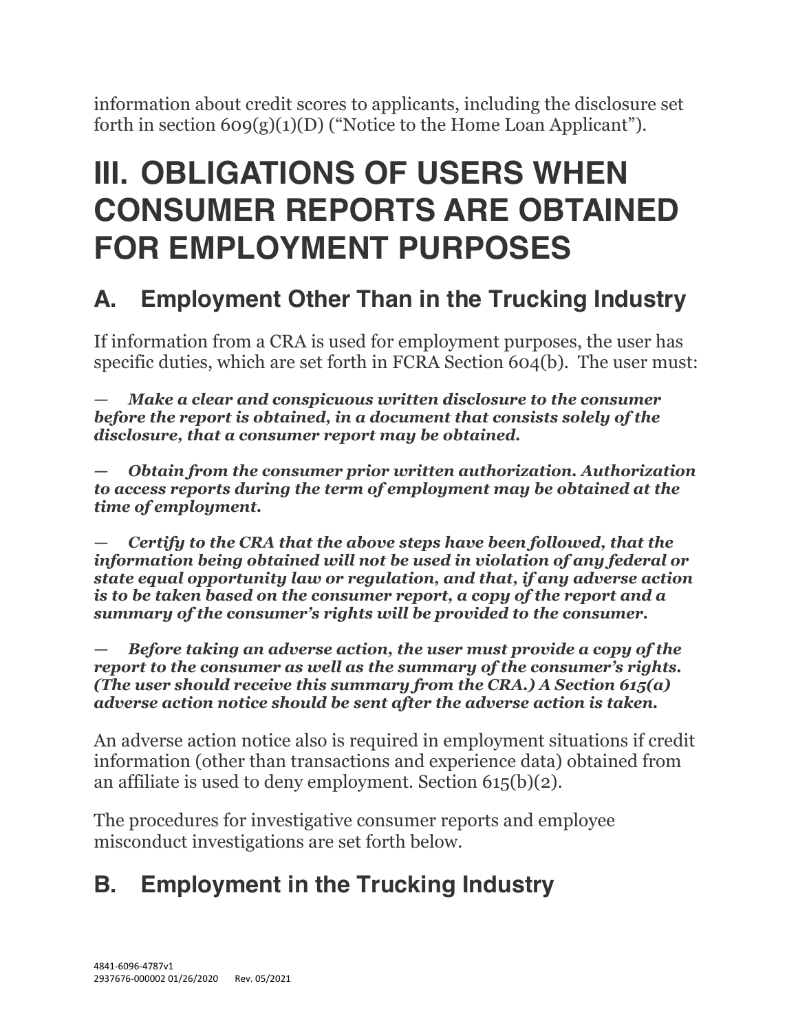information about credit scores to applicants, including the disclosure set forth in section 609(g)(1)(D) (“Notice to the Home Loan Applicant”).

# III. OBLIGATIONS OF USERS WHEN CONSUMER REPORTS ARE OBTAINED FOR EMPLOYMENT PURPOSES

## A. Employment Other Than in the Trucking Industry

If information from a CRA is used for employment purposes, the user has specific duties, which are set forth in FCRA Section 604(b). The user must:

— ***Make a clear and conspicuous written disclosure to the consumer before the report is obtained, in a document that consists solely of the disclosure, that a consumer report may be obtained.***

— ***Obtain from the consumer prior written authorization. Authorization to access reports during the term of employment may be obtained at the time of employment.***

— ***Certify to the CRA that the above steps have been followed, that the information being obtained will not be used in violation of any federal or state equal opportunity law or regulation, and that, if any adverse action is to be taken based on the consumer report, a copy of the report and a summary of the consumer’s rights will be provided to the consumer.***

— ***Before taking an adverse action, the user must provide a copy of the report to the consumer as well as the summary of the consumer’s rights. (The user should receive this summary from the CRA.) A Section 615(a) adverse action notice should be sent after the adverse action is taken.***

An adverse action notice also is required in employment situations if credit information (other than transactions and experience data) obtained from an affiliate is used to deny employment. Section 615(b)(2).

The procedures for investigative consumer reports and employee misconduct investigations are set forth below.

## B. Employment in the Trucking Industry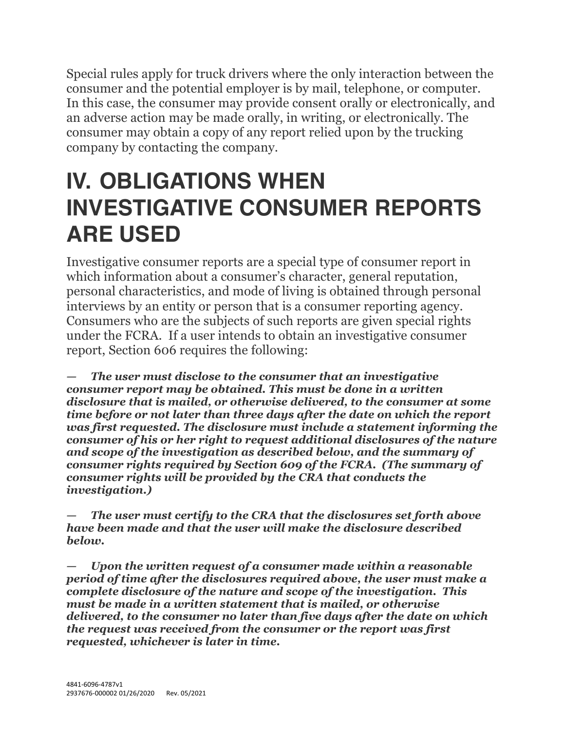Special rules apply for truck drivers where the only interaction between the consumer and the potential employer is by mail, telephone, or computer. In this case, the consumer may provide consent orally or electronically, and an adverse action may be made orally, in writing, or electronically. The consumer may obtain a copy of any report relied upon by the trucking company by contacting the company.

# IV. OBLIGATIONS WHEN INVESTIGATIVE CONSUMER REPORTS ARE USED

Investigative consumer reports are a special type of consumer report in which information about a consumer's character, general reputation, personal characteristics, and mode of living is obtained through personal interviews by an entity or person that is a consumer reporting agency. Consumers who are the subjects of such reports are given special rights under the FCRA. If a user intends to obtain an investigative consumer report, Section 606 requires the following:

— ***The user must disclose to the consumer that an investigative consumer report may be obtained. This must be done in a written disclosure that is mailed, or otherwise delivered, to the consumer at some time before or not later than three days after the date on which the report was first requested. The disclosure must include a statement informing the consumer of his or her right to request additional disclosures of the nature and scope of the investigation as described below, and the summary of consumer rights required by Section 609 of the FCRA. (The summary of consumer rights will be provided by the CRA that conducts the investigation.)***

— ***The user must certify to the CRA that the disclosures set forth above have been made and that the user will make the disclosure described below.***

— ***Upon the written request of a consumer made within a reasonable period of time after the disclosures required above, the user must make a complete disclosure of the nature and scope of the investigation. This must be made in a written statement that is mailed, or otherwise delivered, to the consumer no later than five days after the date on which the request was received from the consumer or the report was first requested, whichever is later in time.***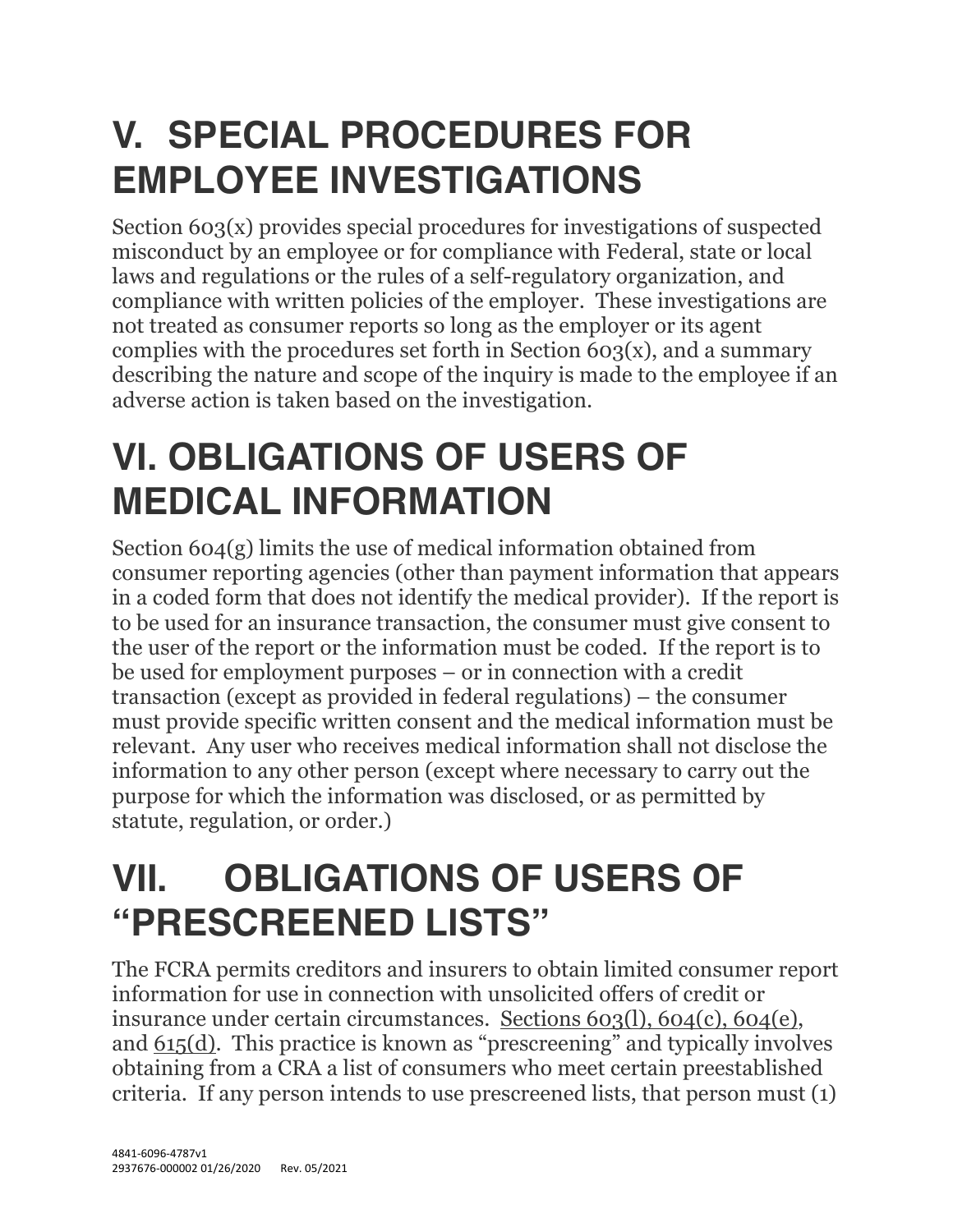# V. SPECIAL PROCEDURES FOR EMPLOYEE INVESTIGATIONS

Section 603(x) provides special procedures for investigations of suspected misconduct by an employee or for compliance with Federal, state or local laws and regulations or the rules of a self-regulatory organization, and compliance with written policies of the employer. These investigations are not treated as consumer reports so long as the employer or its agent complies with the procedures set forth in Section 603(x), and a summary describing the nature and scope of the inquiry is made to the employee if an adverse action is taken based on the investigation.

# VI. OBLIGATIONS OF USERS OF MEDICAL INFORMATION

Section 604(g) limits the use of medical information obtained from consumer reporting agencies (other than payment information that appears in a coded form that does not identify the medical provider). If the report is to be used for an insurance transaction, the consumer must give consent to the user of the report or the information must be coded. If the report is to be used for employment purposes – or in connection with a credit transaction (except as provided in federal regulations) – the consumer must provide specific written consent and the medical information must be relevant. Any user who receives medical information shall not disclose the information to any other person (except where necessary to carry out the purpose for which the information was disclosed, or as permitted by statute, regulation, or order.)

# VII. OBLIGATIONS OF USERS OF "PRESCREENED LISTS"

The FCRA permits creditors and insurers to obtain limited consumer report information for use in connection with unsolicited offers of credit or insurance under certain circumstances. Sections 603(l), 604(c), 604(e), and 615(d). This practice is known as "prescreening" and typically involves obtaining from a CRA a list of consumers who meet certain preestablished criteria. If any person intends to use prescreened lists, that person must (1)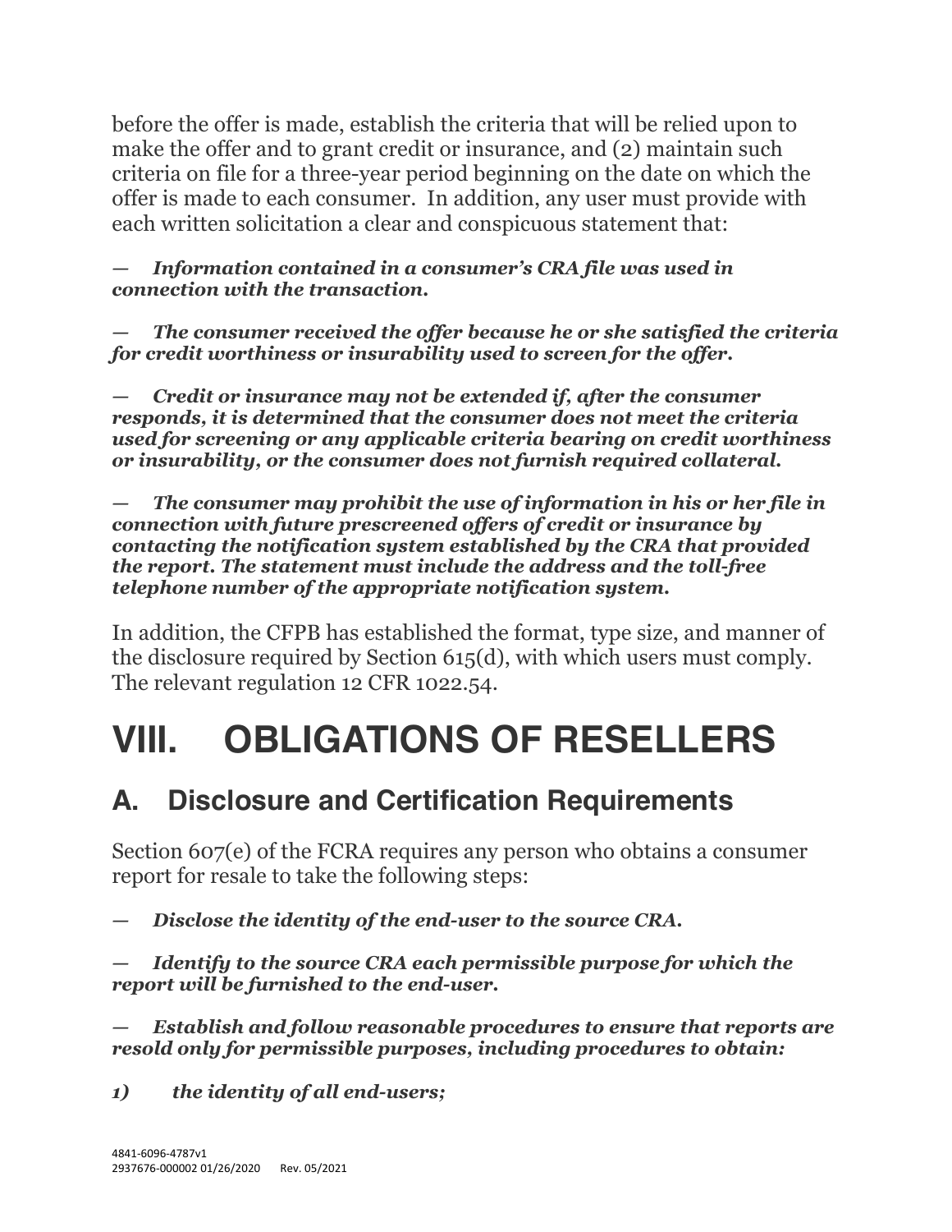before the offer is made, establish the criteria that will be relied upon to make the offer and to grant credit or insurance, and (2) maintain such criteria on file for a three-year period beginning on the date on which the offer is made to each consumer. In addition, any user must provide with each written solicitation a clear and conspicuous statement that:

— ***Information contained in a consumer's CRA file was used in connection with the transaction.***

— ***The consumer received the offer because he or she satisfied the criteria for credit worthiness or insurability used to screen for the offer.***

— ***Credit or insurance may not be extended if, after the consumer responds, it is determined that the consumer does not meet the criteria used for screening or any applicable criteria bearing on credit worthiness or insurability, or the consumer does not furnish required collateral.***

— ***The consumer may prohibit the use of information in his or her file in connection with future prescreened offers of credit or insurance by contacting the notification system established by the CRA that provided the report. The statement must include the address and the toll-free telephone number of the appropriate notification system.***

In addition, the CFPB has established the format, type size, and manner of the disclosure required by Section 615(d), with which users must comply. The relevant regulation 12 CFR 1022.54.

# VIII. OBLIGATIONS OF RESELLERS

## A. Disclosure and Certification Requirements

Section 607(e) of the FCRA requires any person who obtains a consumer report for resale to take the following steps:

— ***Disclose the identity of the end-user to the source CRA.***

— ***Identify to the source CRA each permissible purpose for which the report will be furnished to the end-user.***

— ***Establish and follow reasonable procedures to ensure that reports are resold only for permissible purposes, including procedures to obtain:***

***1) the identity of all end-users;***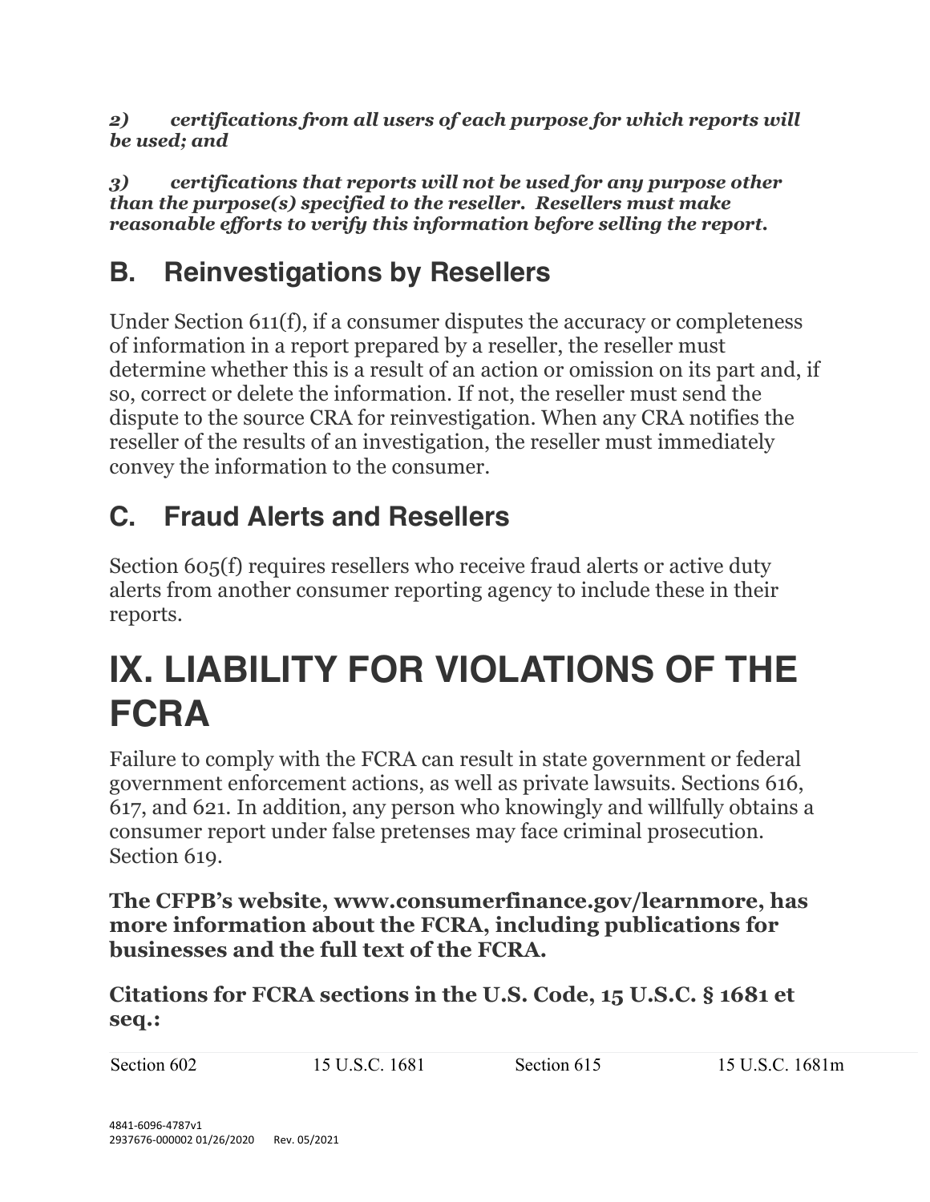***2) certifications from all users of each purpose for which reports will be used; and***

***3) certifications that reports will not be used for any purpose other than the purpose(s) specified to the reseller. Resellers must make reasonable efforts to verify this information before selling the report.***

## B. Reinvestigations by Resellers

Under Section 611(f), if a consumer disputes the accuracy or completeness of information in a report prepared by a reseller, the reseller must determine whether this is a result of an action or omission on its part and, if so, correct or delete the information. If not, the reseller must send the dispute to the source CRA for reinvestigation. When any CRA notifies the reseller of the results of an investigation, the reseller must immediately convey the information to the consumer.

## C. Fraud Alerts and Resellers

Section 605(f) requires resellers who receive fraud alerts or active duty alerts from another consumer reporting agency to include these in their reports.

# IX. LIABILITY FOR VIOLATIONS OF THE FCRA

Failure to comply with the FCRA can result in state government or federal government enforcement actions, as well as private lawsuits. Sections 616, 617, and 621. In addition, any person who knowingly and willfully obtains a consumer report under false pretenses may face criminal prosecution. Section 619.

**The CFPB's website, www.consumerfinance.gov/learnmore, has more information about the FCRA, including publications for businesses and the full text of the FCRA.**

**Citations for FCRA sections in the U.S. Code, 15 U.S.C. § 1681 et seq.:**

| | | | |
|---|---|---|---|
| Section 602 | 15 U.S.C. 1681 | Section 615 | 15 U.S.C. 1681m |

4841-6096-4787v1
2937676-000002 01/26/2020 Rev. 05/2021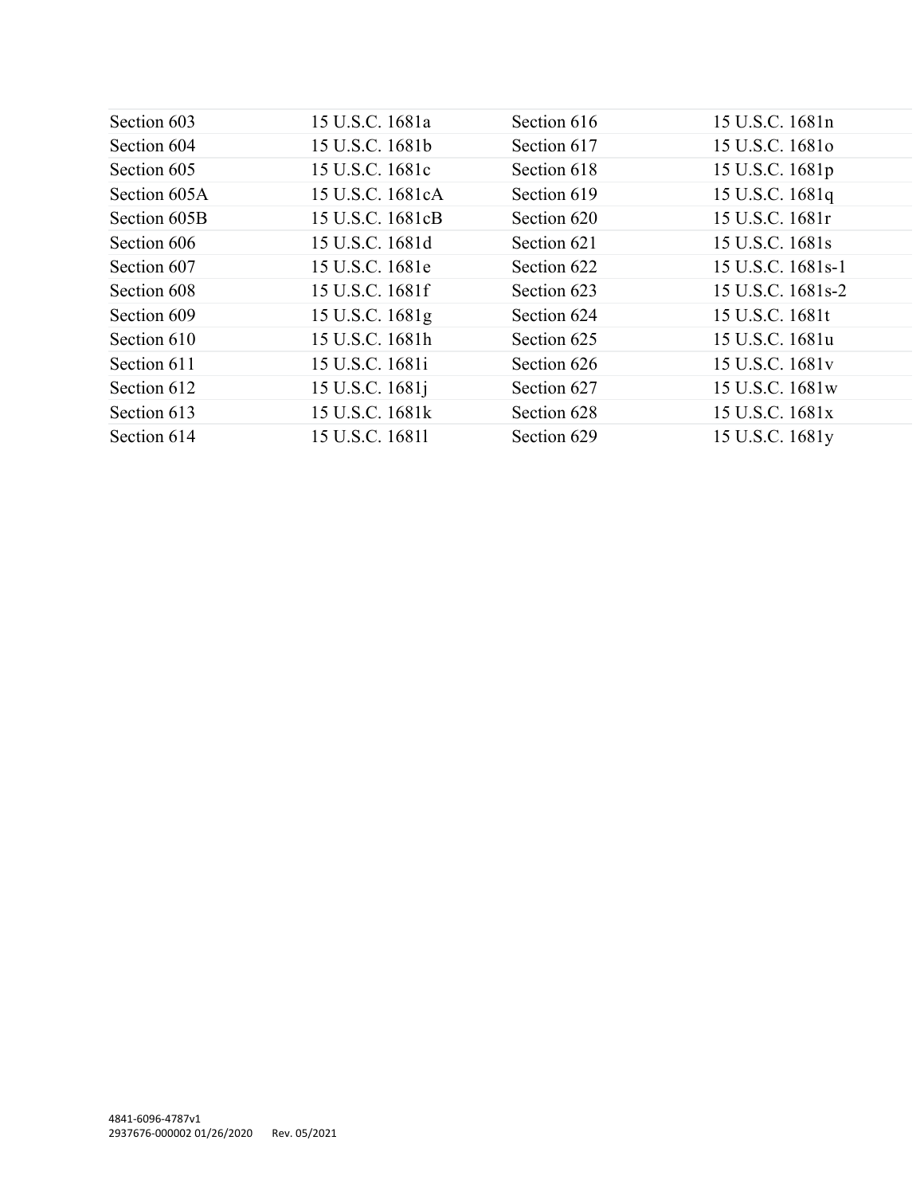| | | | |
|---|---|---|---|
| Section 603 | 15 U.S.C. 1681a | Section 616 | 15 U.S.C. 1681n |
| Section 604 | 15 U.S.C. 1681b | Section 617 | 15 U.S.C. 1681o |
| Section 605 | 15 U.S.C. 1681c | Section 618 | 15 U.S.C. 1681p |
| Section 605A | 15 U.S.C. 1681cA | Section 619 | 15 U.S.C. 1681q |
| Section 605B | 15 U.S.C. 1681cB | Section 620 | 15 U.S.C. 1681r |
| Section 606 | 15 U.S.C. 1681d | Section 621 | 15 U.S.C. 1681s |
| Section 607 | 15 U.S.C. 1681e | Section 622 | 15 U.S.C. 1681s-1 |
| Section 608 | 15 U.S.C. 1681f | Section 623 | 15 U.S.C. 1681s-2 |
| Section 609 | 15 U.S.C. 1681g | Section 624 | 15 U.S.C. 1681t |
| Section 610 | 15 U.S.C. 1681h | Section 625 | 15 U.S.C. 1681u |
| Section 611 | 15 U.S.C. 1681i | Section 626 | 15 U.S.C. 1681v |
| Section 612 | 15 U.S.C. 1681j | Section 627 | 15 U.S.C. 1681w |
| Section 613 | 15 U.S.C. 1681k | Section 628 | 15 U.S.C. 1681x |
| Section 614 | 15 U.S.C. 1681l | Section 629 | 15 U.S.C. 1681y |

4841-6096-4787v1
2937676-000002 01/26/2020 Rev. 05/2021